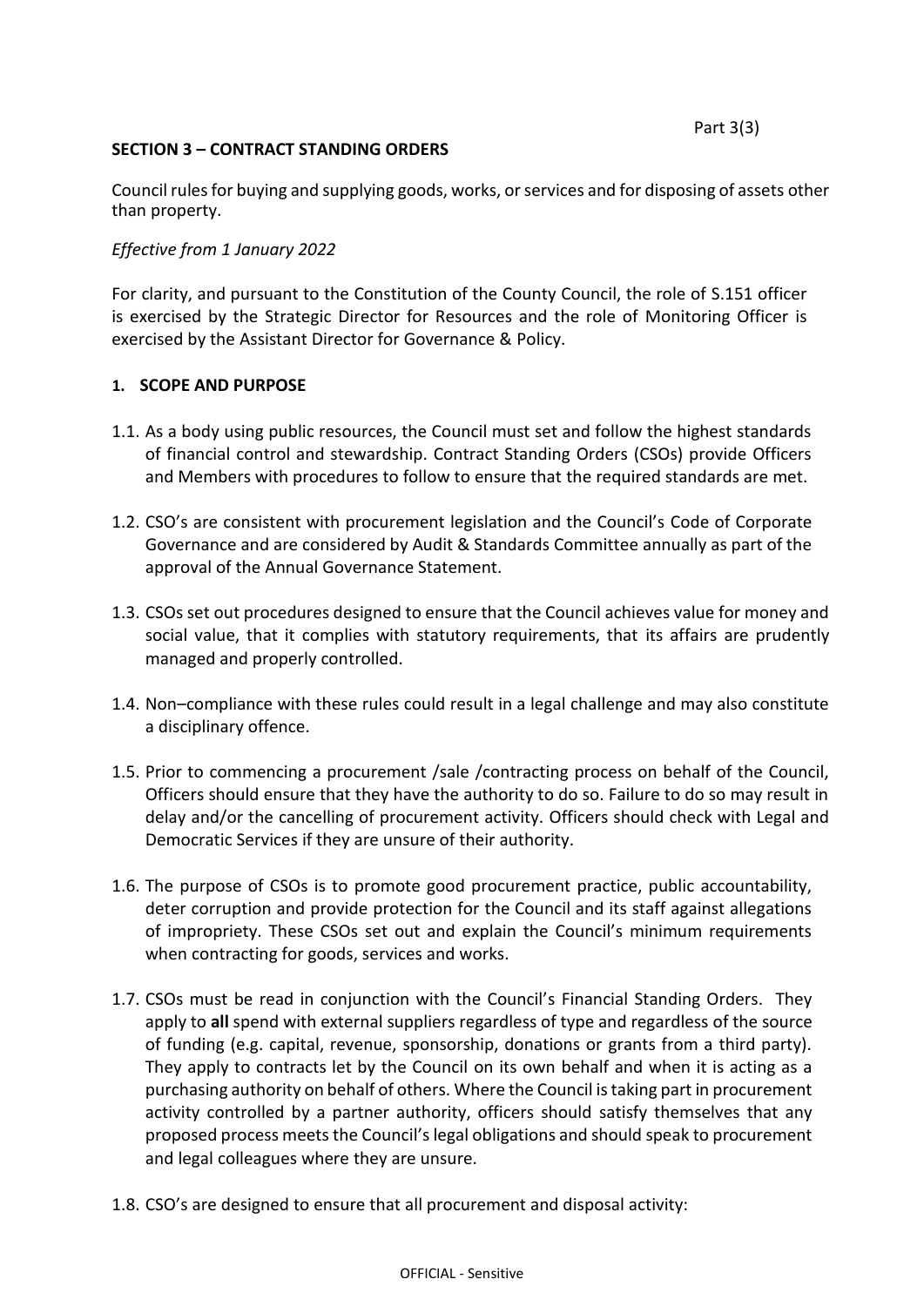Part 3(3)

## SECTION 3 – CONTRACT STANDING ORDERS

Council rules for buying and supplying goods, works, or services and for disposing of assets other than property.

*Effective from 1 January 2022*

For clarity, and pursuant to the Constitution of the County Council, the role of S.151 officer is exercised by the Strategic Director for Resources and the role of Monitoring Officer is exercised by the Assistant Director for Governance & Policy.

### 1. SCOPE AND PURPOSE

1.1. As a body using public resources, the Council must set and follow the highest standards of financial control and stewardship. Contract Standing Orders (CSOs) provide Officers and Members with procedures to follow to ensure that the required standards are met.

1.2. CSO's are consistent with procurement legislation and the Council's Code of Corporate Governance and are considered by Audit & Standards Committee annually as part of the approval of the Annual Governance Statement.

1.3. CSOs set out procedures designed to ensure that the Council achieves value for money and social value, that it complies with statutory requirements, that its affairs are prudently managed and properly controlled.

1.4. Non–compliance with these rules could result in a legal challenge and may also constitute a disciplinary offence.

1.5. Prior to commencing a procurement /sale /contracting process on behalf of the Council, Officers should ensure that they have the authority to do so. Failure to do so may result in delay and/or the cancelling of procurement activity. Officers should check with Legal and Democratic Services if they are unsure of their authority.

1.6. The purpose of CSOs is to promote good procurement practice, public accountability, deter corruption and provide protection for the Council and its staff against allegations of impropriety. These CSOs set out and explain the Council's minimum requirements when contracting for goods, services and works.

1.7. CSOs must be read in conjunction with the Council's Financial Standing Orders. They apply to **all** spend with external suppliers regardless of type and regardless of the source of funding (e.g. capital, revenue, sponsorship, donations or grants from a third party). They apply to contracts let by the Council on its own behalf and when it is acting as a purchasing authority on behalf of others. Where the Council is taking part in procurement activity controlled by a partner authority, officers should satisfy themselves that any proposed process meets the Council's legal obligations and should speak to procurement and legal colleagues where they are unsure.

1.8. CSO's are designed to ensure that all procurement and disposal activity:

OFFICIAL - Sensitive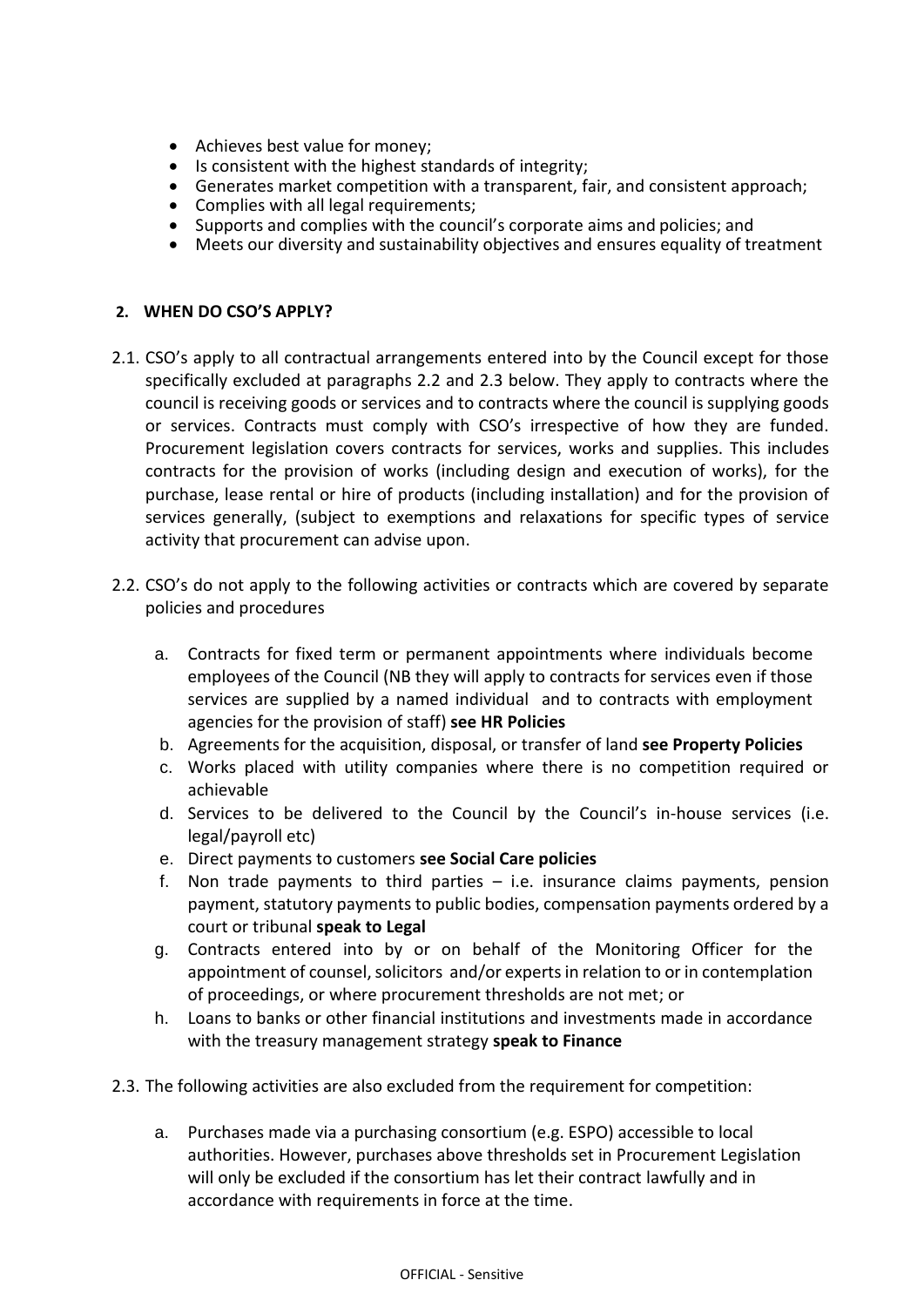- Achieves best value for money;
- Is consistent with the highest standards of integrity;
- Generates market competition with a transparent, fair, and consistent approach;
- Complies with all legal requirements;
- Supports and complies with the council's corporate aims and policies; and
- Meets our diversity and sustainability objectives and ensures equality of treatment

## 2. WHEN DO CSO'S APPLY?

2.1. CSO's apply to all contractual arrangements entered into by the Council except for those specifically excluded at paragraphs 2.2 and 2.3 below. They apply to contracts where the council is receiving goods or services and to contracts where the council is supplying goods or services. Contracts must comply with CSO's irrespective of how they are funded. Procurement legislation covers contracts for services, works and supplies. This includes contracts for the provision of works (including design and execution of works), for the purchase, lease rental or hire of products (including installation) and for the provision of services generally, (subject to exemptions and relaxations for specific types of service activity that procurement can advise upon.

2.2. CSO's do not apply to the following activities or contracts which are covered by separate policies and procedures

a. Contracts for fixed term or permanent appointments where individuals become employees of the Council (NB they will apply to contracts for services even if those services are supplied by a named individual and to contracts with employment agencies for the provision of staff) **see HR Policies**

b. Agreements for the acquisition, disposal, or transfer of land **see Property Policies**

c. Works placed with utility companies where there is no competition required or achievable

d. Services to be delivered to the Council by the Council's in-house services (i.e. legal/payroll etc)

e. Direct payments to customers **see Social Care policies**

f. Non trade payments to third parties – i.e. insurance claims payments, pension payment, statutory payments to public bodies, compensation payments ordered by a court or tribunal **speak to Legal**

g. Contracts entered into by or on behalf of the Monitoring Officer for the appointment of counsel, solicitors and/or experts in relation to or in contemplation of proceedings, or where procurement thresholds are not met; or

h. Loans to banks or other financial institutions and investments made in accordance with the treasury management strategy **speak to Finance**

2.3. The following activities are also excluded from the requirement for competition:

a. Purchases made via a purchasing consortium (e.g. ESPO) accessible to local authorities. However, purchases above thresholds set in Procurement Legislation will only be excluded if the consortium has let their contract lawfully and in accordance with requirements in force at the time.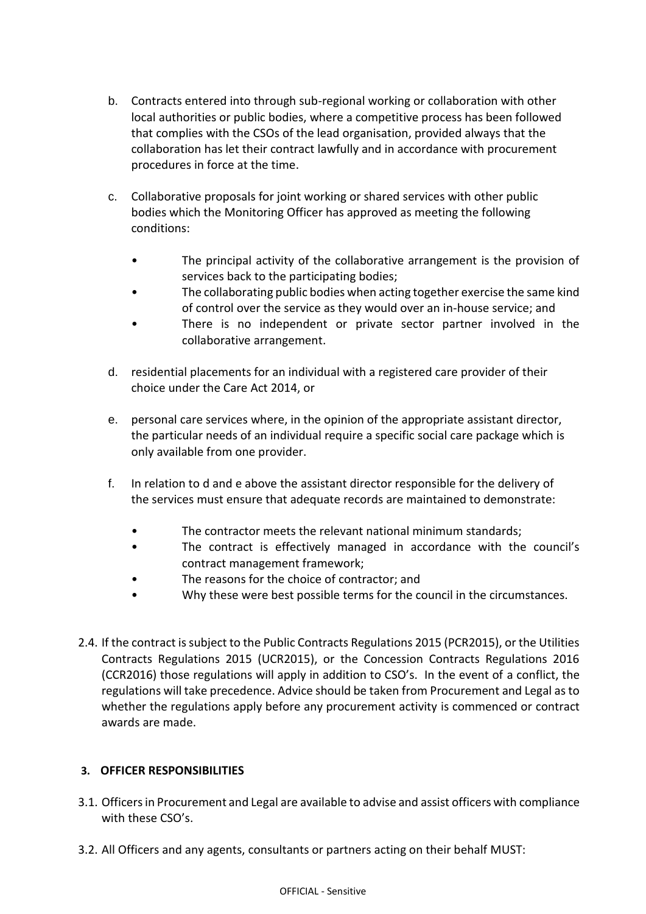b. Contracts entered into through sub-regional working or collaboration with other local authorities or public bodies, where a competitive process has been followed that complies with the CSOs of the lead organisation, provided always that the collaboration has let their contract lawfully and in accordance with procurement procedures in force at the time.

c. Collaborative proposals for joint working or shared services with other public bodies which the Monitoring Officer has approved as meeting the following conditions:

   - The principal activity of the collaborative arrangement is the provision of services back to the participating bodies;
   - The collaborating public bodies when acting together exercise the same kind of control over the service as they would over an in-house service; and
   - There is no independent or private sector partner involved in the collaborative arrangement.

d. residential placements for an individual with a registered care provider of their choice under the Care Act 2014, or

e. personal care services where, in the opinion of the appropriate assistant director, the particular needs of an individual require a specific social care package which is only available from one provider.

f. In relation to d and e above the assistant director responsible for the delivery of the services must ensure that adequate records are maintained to demonstrate:

   - The contractor meets the relevant national minimum standards;
   - The contract is effectively managed in accordance with the council's contract management framework;
   - The reasons for the choice of contractor; and
   - Why these were best possible terms for the council in the circumstances.

2.4. If the contract is subject to the Public Contracts Regulations 2015 (PCR2015), or the Utilities Contracts Regulations 2015 (UCR2015), or the Concession Contracts Regulations 2016 (CCR2016) those regulations will apply in addition to CSO's. In the event of a conflict, the regulations will take precedence. Advice should be taken from Procurement and Legal as to whether the regulations apply before any procurement activity is commenced or contract awards are made.

## 3. OFFICER RESPONSIBILITIES

3.1. Officers in Procurement and Legal are available to advise and assist officers with compliance with these CSO's.

3.2. All Officers and any agents, consultants or partners acting on their behalf MUST: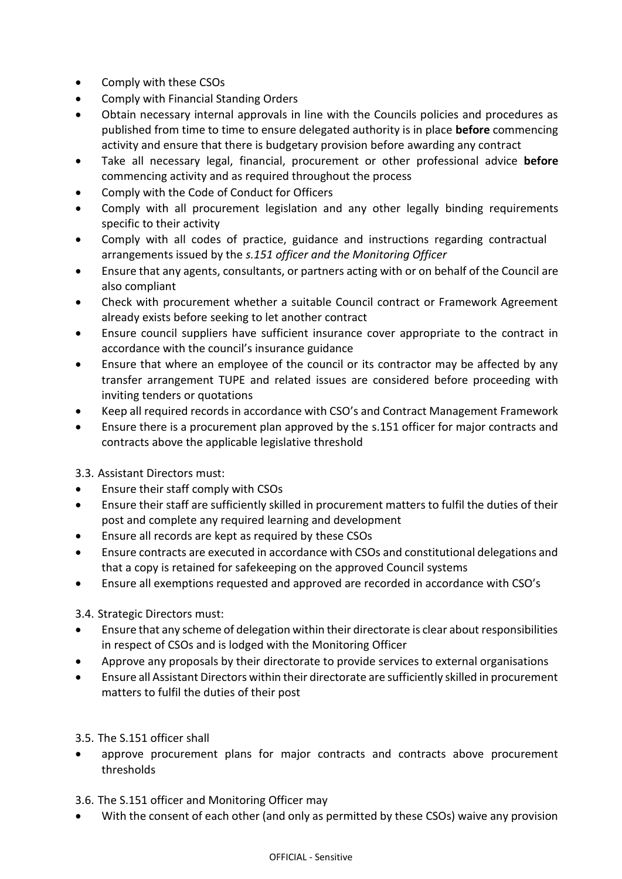- Comply with these CSOs
- Comply with Financial Standing Orders
- Obtain necessary internal approvals in line with the Councils policies and procedures as published from time to time to ensure delegated authority is in place **before** commencing activity and ensure that there is budgetary provision before awarding any contract
- Take all necessary legal, financial, procurement or other professional advice **before** commencing activity and as required throughout the process
- Comply with the Code of Conduct for Officers
- Comply with all procurement legislation and any other legally binding requirements specific to their activity
- Comply with all codes of practice, guidance and instructions regarding contractual arrangements issued by the *s.151 officer and the Monitoring Officer*
- Ensure that any agents, consultants, or partners acting with or on behalf of the Council are also compliant
- Check with procurement whether a suitable Council contract or Framework Agreement already exists before seeking to let another contract
- Ensure council suppliers have sufficient insurance cover appropriate to the contract in accordance with the council's insurance guidance
- Ensure that where an employee of the council or its contractor may be affected by any transfer arrangement TUPE and related issues are considered before proceeding with inviting tenders or quotations
- Keep all required records in accordance with CSO's and Contract Management Framework
- Ensure there is a procurement plan approved by the s.151 officer for major contracts and contracts above the applicable legislative threshold

3.3. Assistant Directors must:

- Ensure their staff comply with CSOs
- Ensure their staff are sufficiently skilled in procurement matters to fulfil the duties of their post and complete any required learning and development
- Ensure all records are kept as required by these CSOs
- Ensure contracts are executed in accordance with CSOs and constitutional delegations and that a copy is retained for safekeeping on the approved Council systems
- Ensure all exemptions requested and approved are recorded in accordance with CSO's

3.4. Strategic Directors must:

- Ensure that any scheme of delegation within their directorate is clear about responsibilities in respect of CSOs and is lodged with the Monitoring Officer
- Approve any proposals by their directorate to provide services to external organisations
- Ensure all Assistant Directors within their directorate are sufficiently skilled in procurement matters to fulfil the duties of their post

3.5. The S.151 officer shall

- approve procurement plans for major contracts and contracts above procurement thresholds

3.6. The S.151 officer and Monitoring Officer may

- With the consent of each other (and only as permitted by these CSOs) waive any provision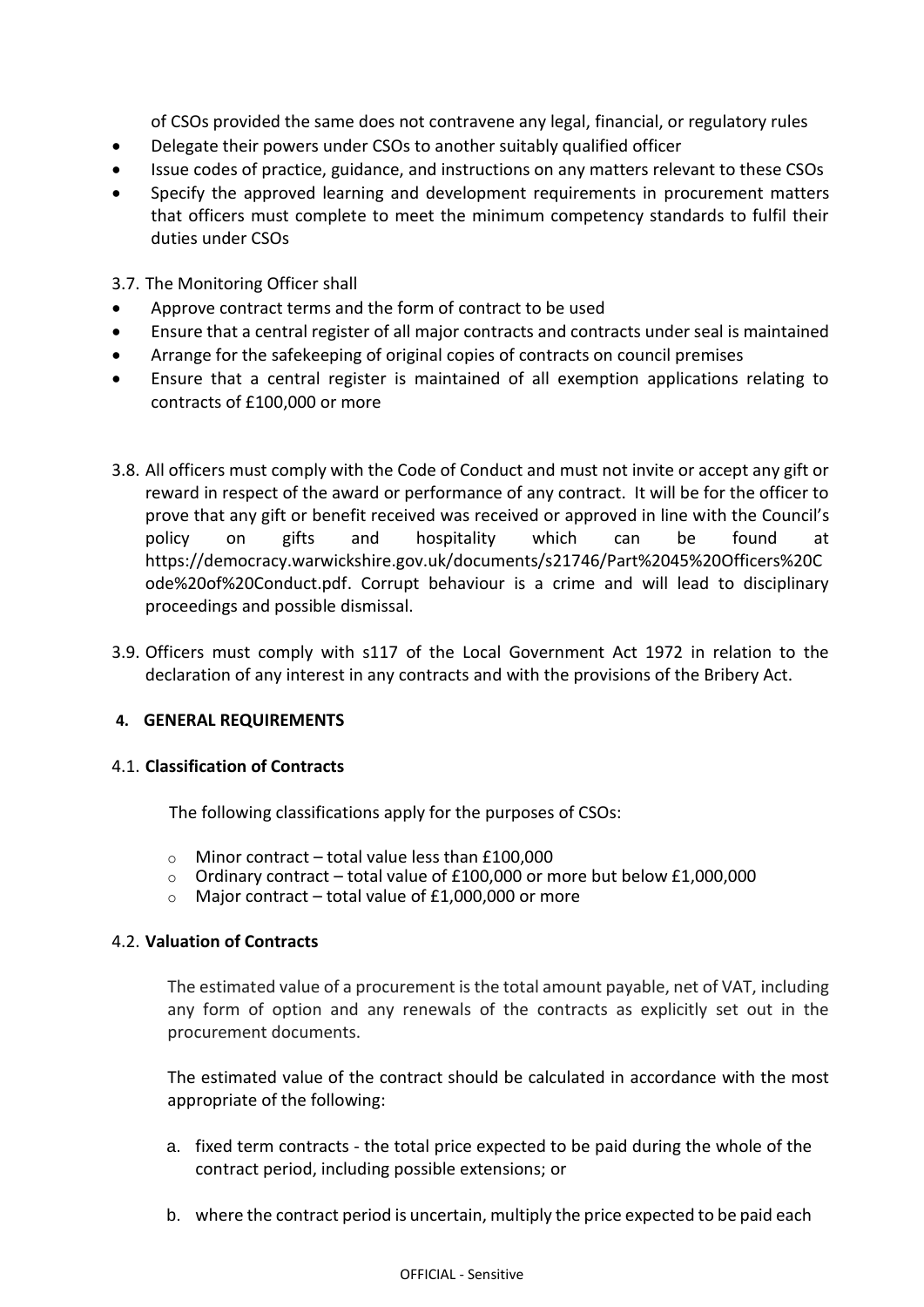of CSOs provided the same does not contravene any legal, financial, or regulatory rules

- Delegate their powers under CSOs to another suitably qualified officer
- Issue codes of practice, guidance, and instructions on any matters relevant to these CSOs
- Specify the approved learning and development requirements in procurement matters that officers must complete to meet the minimum competency standards to fulfil their duties under CSOs

3.7. The Monitoring Officer shall

- Approve contract terms and the form of contract to be used
- Ensure that a central register of all major contracts and contracts under seal is maintained
- Arrange for the safekeeping of original copies of contracts on council premises
- Ensure that a central register is maintained of all exemption applications relating to contracts of £100,000 or more

3.8. All officers must comply with the Code of Conduct and must not invite or accept any gift or reward in respect of the award or performance of any contract. It will be for the officer to prove that any gift or benefit received was received or approved in line with the Council's policy on gifts and hospitality which can be found at https://democracy.warwickshire.gov.uk/documents/s21746/Part%2045%20Officers%20Code%20of%20Conduct.pdf. Corrupt behaviour is a crime and will lead to disciplinary proceedings and possible dismissal.

3.9. Officers must comply with s117 of the Local Government Act 1972 in relation to the declaration of any interest in any contracts and with the provisions of the Bribery Act.

## 4. GENERAL REQUIREMENTS

### 4.1. Classification of Contracts

The following classifications apply for the purposes of CSOs:

- Minor contract – total value less than £100,000
- Ordinary contract – total value of £100,000 or more but below £1,000,000
- Major contract – total value of £1,000,000 or more

### 4.2. Valuation of Contracts

The estimated value of a procurement is the total amount payable, net of VAT, including any form of option and any renewals of the contracts as explicitly set out in the procurement documents.

The estimated value of the contract should be calculated in accordance with the most appropriate of the following:

a. fixed term contracts - the total price expected to be paid during the whole of the contract period, including possible extensions; or

b. where the contract period is uncertain, multiply the price expected to be paid each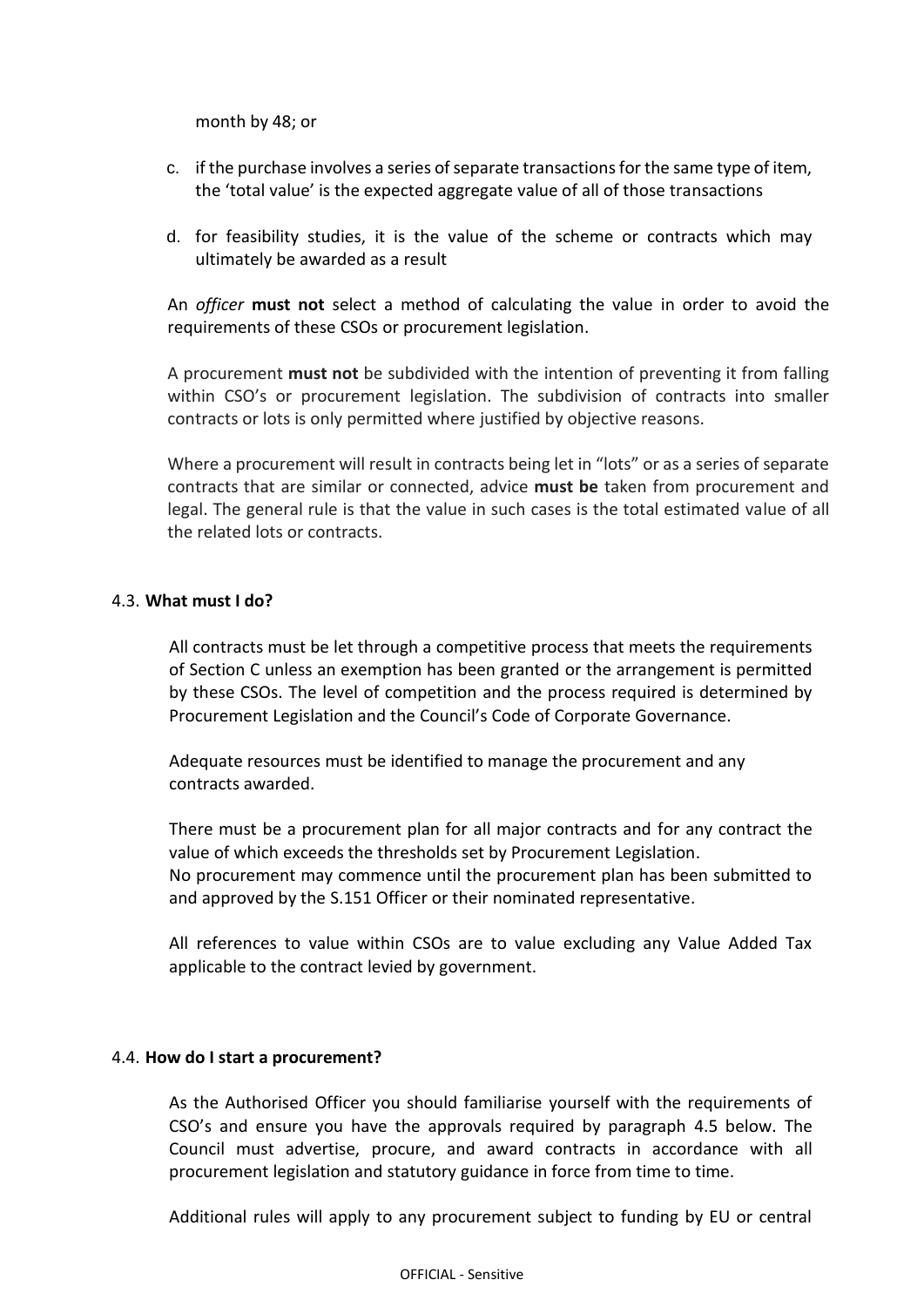month by 48; or

c. if the purchase involves a series of separate transactions for the same type of item, the 'total value' is the expected aggregate value of all of those transactions

d. for feasibility studies, it is the value of the scheme or contracts which may ultimately be awarded as a result

An *officer* **must not** select a method of calculating the value in order to avoid the requirements of these CSOs or procurement legislation.

A procurement **must not** be subdivided with the intention of preventing it from falling within CSO's or procurement legislation. The subdivision of contracts into smaller contracts or lots is only permitted where justified by objective reasons.

Where a procurement will result in contracts being let in "lots" or as a series of separate contracts that are similar or connected, advice **must be** taken from procurement and legal. The general rule is that the value in such cases is the total estimated value of all the related lots or contracts.

### 4.3. **What must I do?**

All contracts must be let through a competitive process that meets the requirements of Section C unless an exemption has been granted or the arrangement is permitted by these CSOs. The level of competition and the process required is determined by Procurement Legislation and the Council's Code of Corporate Governance.

Adequate resources must be identified to manage the procurement and any contracts awarded.

There must be a procurement plan for all major contracts and for any contract the value of which exceeds the thresholds set by Procurement Legislation.
No procurement may commence until the procurement plan has been submitted to and approved by the S.151 Officer or their nominated representative.

All references to value within CSOs are to value excluding any Value Added Tax applicable to the contract levied by government.

### 4.4. **How do I start a procurement?**

As the Authorised Officer you should familiarise yourself with the requirements of CSO's and ensure you have the approvals required by paragraph 4.5 below. The Council must advertise, procure, and award contracts in accordance with all procurement legislation and statutory guidance in force from time to time.

Additional rules will apply to any procurement subject to funding by EU or central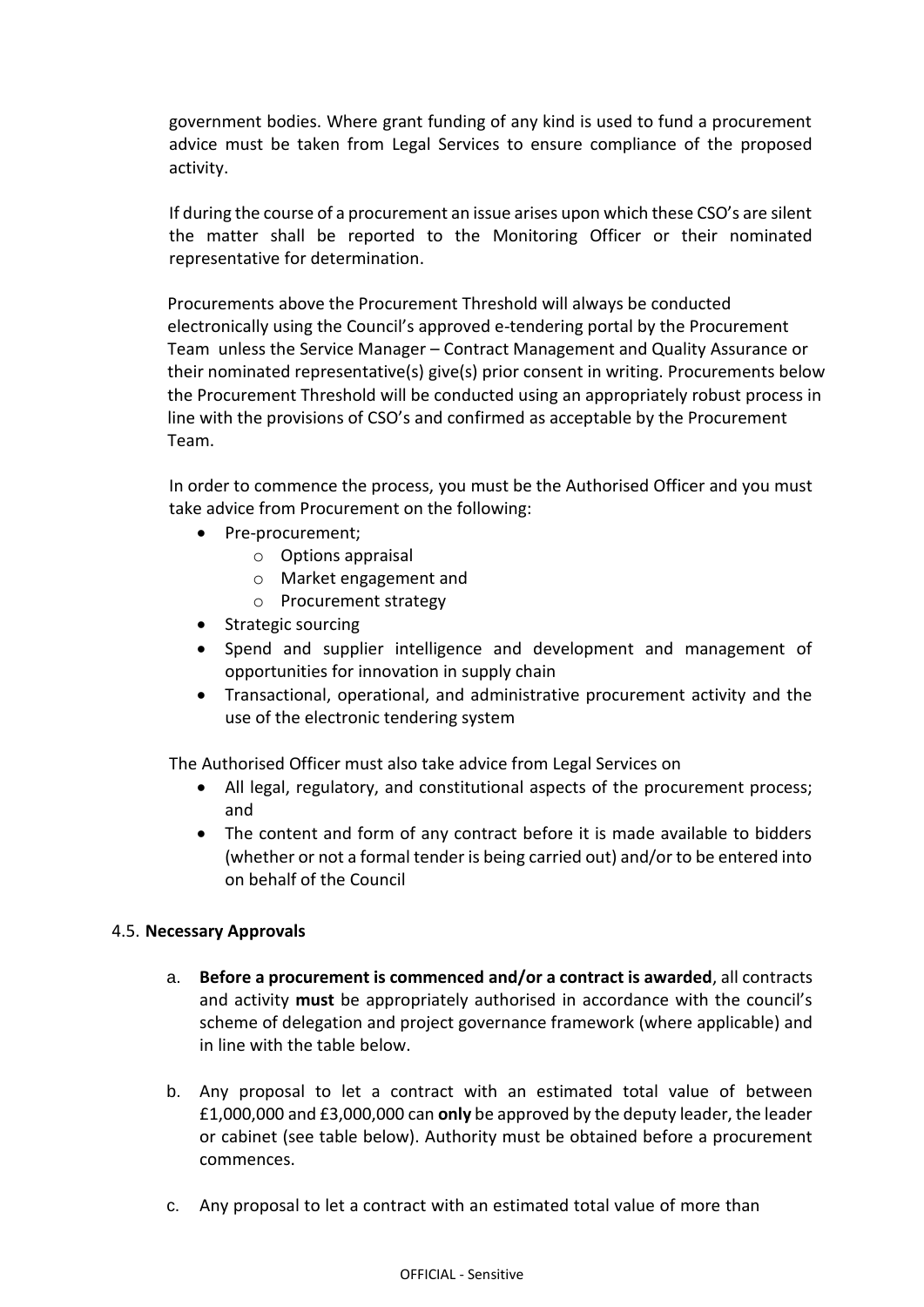government bodies. Where grant funding of any kind is used to fund a procurement advice must be taken from Legal Services to ensure compliance of the proposed activity.

If during the course of a procurement an issue arises upon which these CSO's are silent the matter shall be reported to the Monitoring Officer or their nominated representative for determination.

Procurements above the Procurement Threshold will always be conducted electronically using the Council's approved e-tendering portal by the Procurement Team unless the Service Manager – Contract Management and Quality Assurance or their nominated representative(s) give(s) prior consent in writing. Procurements below the Procurement Threshold will be conducted using an appropriately robust process in line with the provisions of CSO's and confirmed as acceptable by the Procurement Team.

In order to commence the process, you must be the Authorised Officer and you must take advice from Procurement on the following:

- Pre-procurement;
  - Options appraisal
  - Market engagement and
  - Procurement strategy
- Strategic sourcing
- Spend and supplier intelligence and development and management of opportunities for innovation in supply chain
- Transactional, operational, and administrative procurement activity and the use of the electronic tendering system

The Authorised Officer must also take advice from Legal Services on

- All legal, regulatory, and constitutional aspects of the procurement process; and
- The content and form of any contract before it is made available to bidders (whether or not a formal tender is being carried out) and/or to be entered into on behalf of the Council

### 4.5. **Necessary Approvals**

a. **Before a procurement is commenced and/or a contract is awarded**, all contracts and activity **must** be appropriately authorised in accordance with the council's scheme of delegation and project governance framework (where applicable) and in line with the table below.

b. Any proposal to let a contract with an estimated total value of between £1,000,000 and £3,000,000 can **only** be approved by the deputy leader, the leader or cabinet (see table below). Authority must be obtained before a procurement commences.

c. Any proposal to let a contract with an estimated total value of more than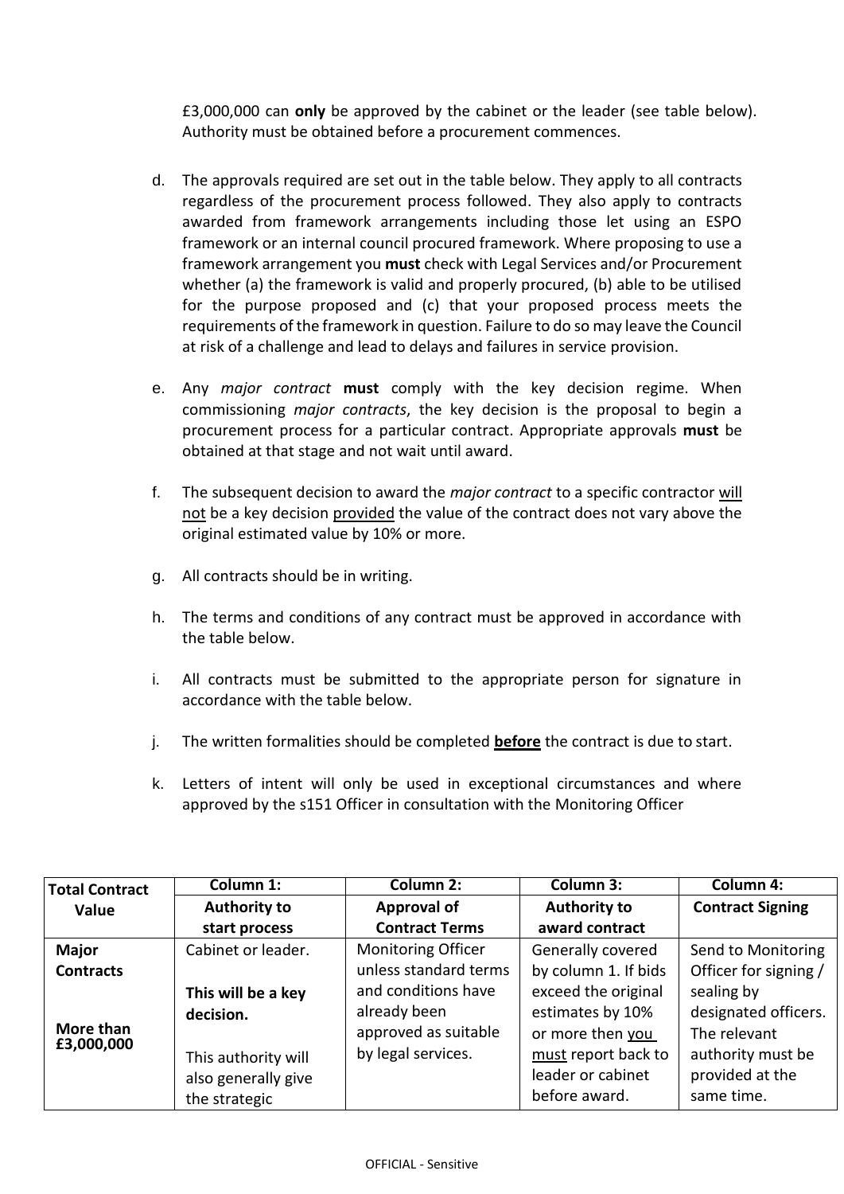£3,000,000 can **only** be approved by the cabinet or the leader (see table below). Authority must be obtained before a procurement commences.

d. The approvals required are set out in the table below. They apply to all contracts regardless of the procurement process followed. They also apply to contracts awarded from framework arrangements including those let using an ESPO framework or an internal council procured framework. Where proposing to use a framework arrangement you **must** check with Legal Services and/or Procurement whether (a) the framework is valid and properly procured, (b) able to be utilised for the purpose proposed and (c) that your proposed process meets the requirements of the framework in question. Failure to do so may leave the Council at risk of a challenge and lead to delays and failures in service provision.

e. Any *major contract* **must** comply with the key decision regime. When commissioning *major contracts*, the key decision is the proposal to begin a procurement process for a particular contract. Appropriate approvals **must** be obtained at that stage and not wait until award.

f. The subsequent decision to award the *major contract* to a specific contractor <u>will not</u> be a key decision <u>provided</u> the value of the contract does not vary above the original estimated value by 10% or more.

g. All contracts should be in writing.

h. The terms and conditions of any contract must be approved in accordance with the table below.

i. All contracts must be submitted to the appropriate person for signature in accordance with the table below.

j. The written formalities should be completed <u>**before**</u> the contract is due to start.

k. Letters of intent will only be used in exceptional circumstances and where approved by the s151 Officer in consultation with the Monitoring Officer

| **Total Contract Value** | **Column 1: Authority to start process** | **Column 2: Approval of Contract Terms** | **Column 3: Authority to award contract** | **Column 4: Contract Signing** |
|---|---|---|---|---|
| **Major Contracts**<br><br>**More than £3,000,000** | Cabinet or leader.<br><br>**This will be a key decision.**<br><br>This authority will also generally give the strategic | Monitoring Officer unless standard terms and conditions have already been approved as suitable by legal services. | Generally covered by column 1. If bids exceed the original estimates by 10% or more then <u>you must</u> report back to leader or cabinet before award. | Send to Monitoring Officer for signing / sealing by designated officers. The relevant authority must be provided at the same time. |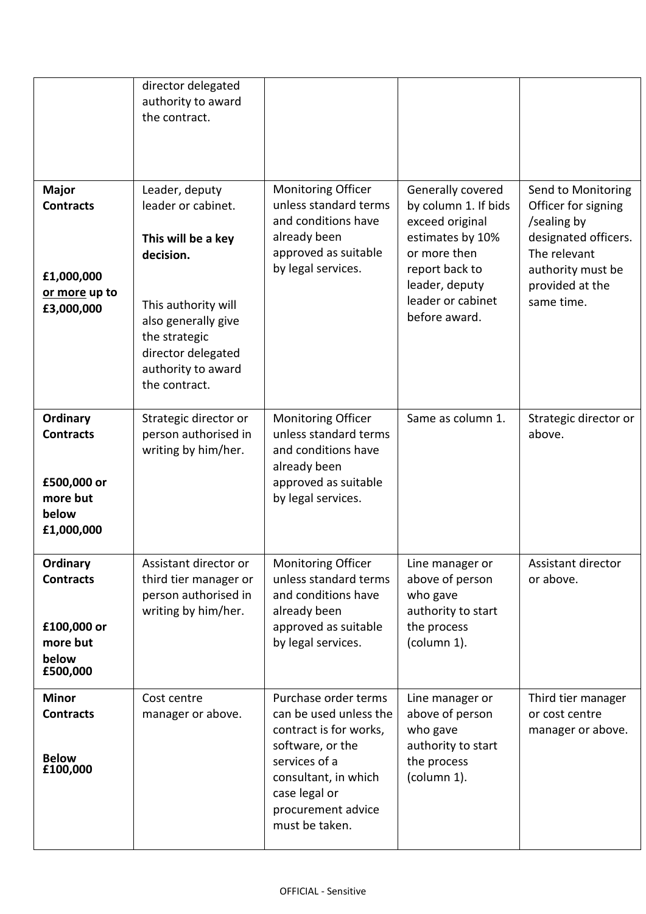| | | | | |
|---|---|---|---|---|
| | director delegated authority to award the contract. | | | |
| **Major Contracts**<br><br>**£1,000,000 <u>or more</u> up to £3,000,000** | Leader, deputy leader or cabinet.<br><br>**This will be a key decision.**<br><br>This authority will also generally give the strategic director delegated authority to award the contract. | Monitoring Officer unless standard terms and conditions have already been approved as suitable by legal services. | Generally covered by column 1. If bids exceed original estimates by 10% or more then report back to leader, deputy leader or cabinet before award. | Send to Monitoring Officer for signing /sealing by designated officers. The relevant authority must be provided at the same time. |
| **Ordinary Contracts**<br><br>**£500,000 or more but below £1,000,000** | Strategic director or person authorised in writing by him/her. | Monitoring Officer unless standard terms and conditions have already been approved as suitable by legal services. | Same as column 1. | Strategic director or above. |
| **Ordinary Contracts**<br><br>**£100,000 or more but below £500,000** | Assistant director or third tier manager or person authorised in writing by him/her. | Monitoring Officer unless standard terms and conditions have already been approved as suitable by legal services. | Line manager or above of person who gave authority to start the process (column 1). | Assistant director or above. |
| **Minor Contracts**<br><br>**Below £100,000** | Cost centre manager or above. | Purchase order terms can be used unless the contract is for works, software, or the services of a consultant, in which case legal or procurement advice must be taken. | Line manager or above of person who gave authority to start the process (column 1). | Third tier manager or cost centre manager or above. |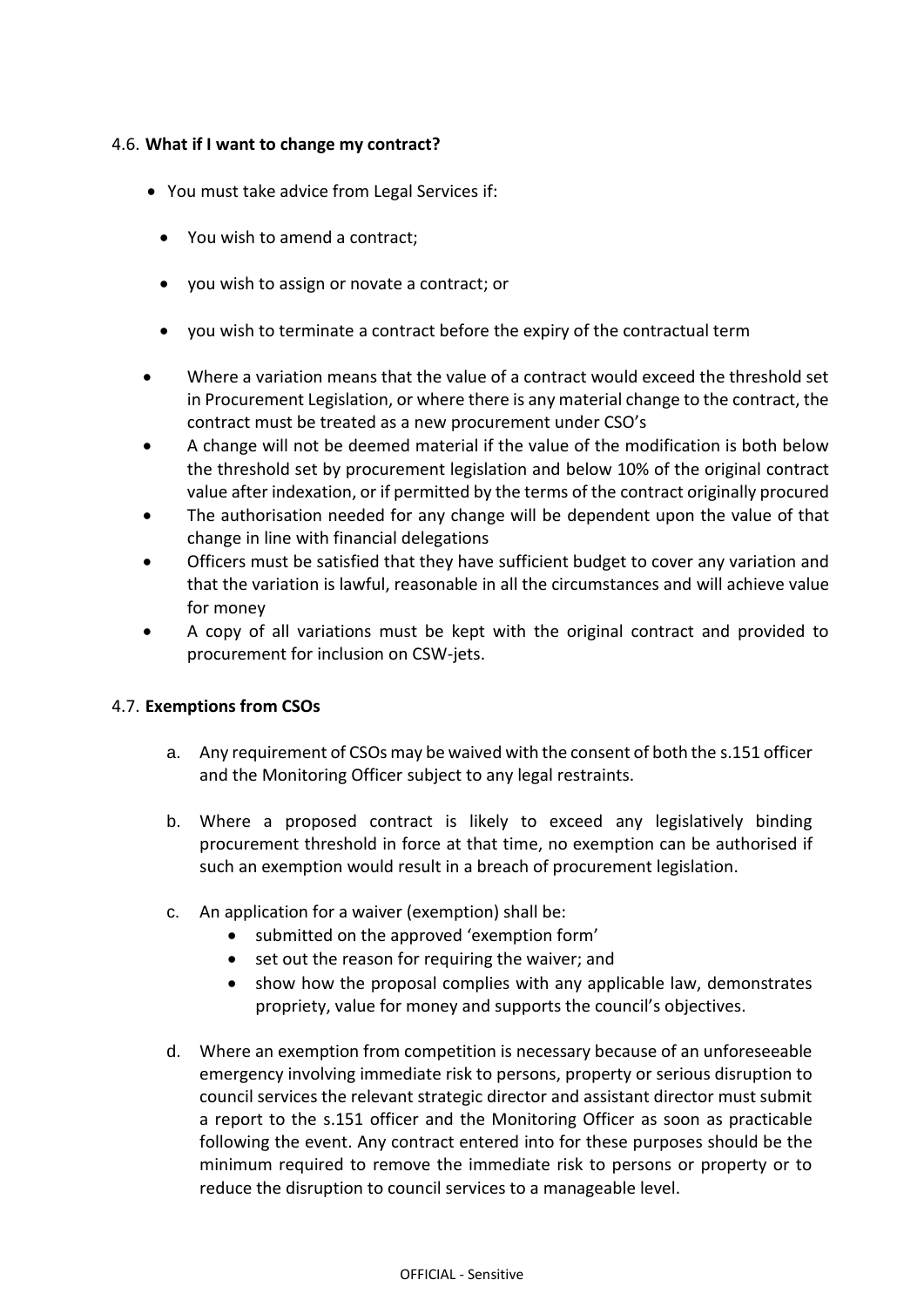### 4.6. **What if I want to change my contract?**

- You must take advice from Legal Services if:
  - You wish to amend a contract;
  - you wish to assign or novate a contract; or
  - you wish to terminate a contract before the expiry of the contractual term
- Where a variation means that the value of a contract would exceed the threshold set in Procurement Legislation, or where there is any material change to the contract, the contract must be treated as a new procurement under CSO's
- A change will not be deemed material if the value of the modification is both below the threshold set by procurement legislation and below 10% of the original contract value after indexation, or if permitted by the terms of the contract originally procured
- The authorisation needed for any change will be dependent upon the value of that change in line with financial delegations
- Officers must be satisfied that they have sufficient budget to cover any variation and that the variation is lawful, reasonable in all the circumstances and will achieve value for money
- A copy of all variations must be kept with the original contract and provided to procurement for inclusion on CSW-jets.

### 4.7. **Exemptions from CSOs**

a. Any requirement of CSOs may be waived with the consent of both the s.151 officer and the Monitoring Officer subject to any legal restraints.

b. Where a proposed contract is likely to exceed any legislatively binding procurement threshold in force at that time, no exemption can be authorised if such an exemption would result in a breach of procurement legislation.

c. An application for a waiver (exemption) shall be:
   - submitted on the approved 'exemption form'
   - set out the reason for requiring the waiver; and
   - show how the proposal complies with any applicable law, demonstrates propriety, value for money and supports the council's objectives.

d. Where an exemption from competition is necessary because of an unforeseeable emergency involving immediate risk to persons, property or serious disruption to council services the relevant strategic director and assistant director must submit a report to the s.151 officer and the Monitoring Officer as soon as practicable following the event. Any contract entered into for these purposes should be the minimum required to remove the immediate risk to persons or property or to reduce the disruption to council services to a manageable level.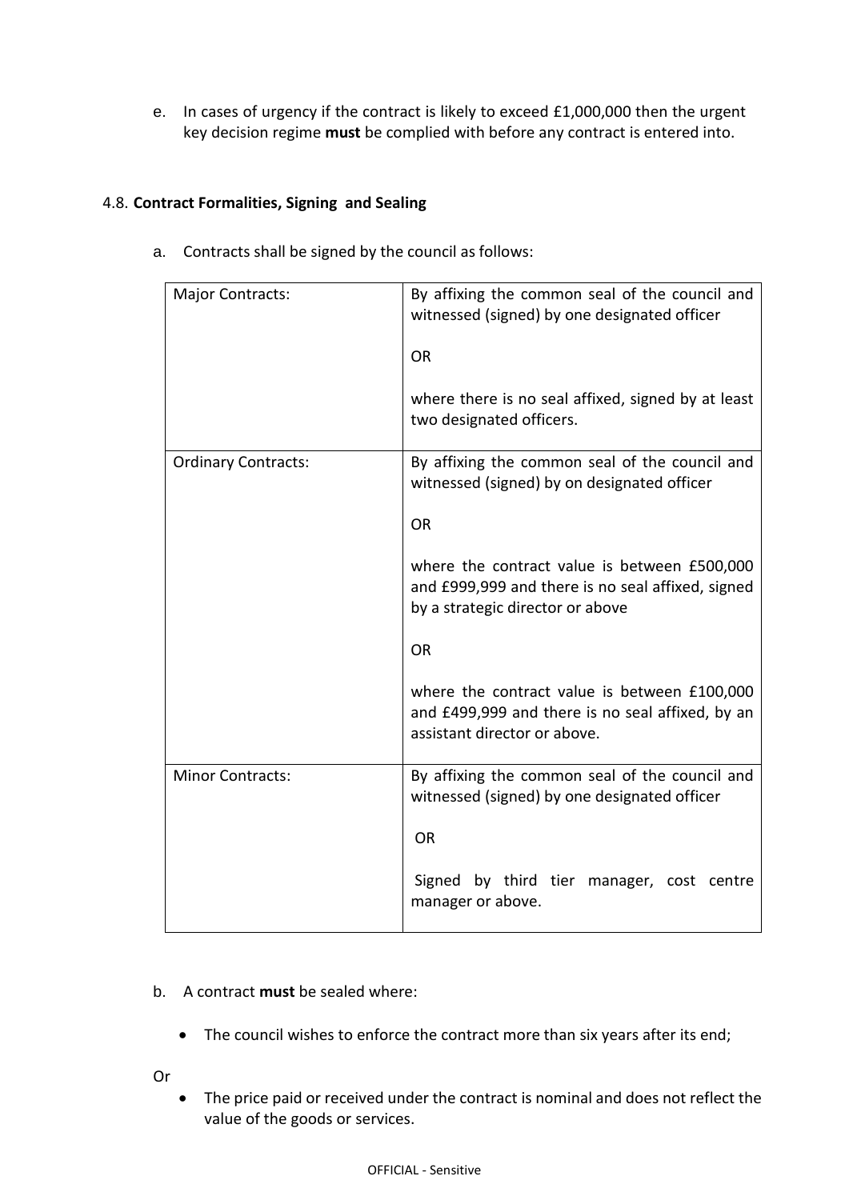e. In cases of urgency if the contract is likely to exceed £1,000,000 then the urgent key decision regime **must** be complied with before any contract is entered into.

### 4.8. Contract Formalities, Signing and Sealing

a. Contracts shall be signed by the council as follows:

| | |
|---|---|
| Major Contracts: | By affixing the common seal of the council and witnessed (signed) by one designated officer<br><br>OR<br><br>where there is no seal affixed, signed by at least two designated officers. |
| Ordinary Contracts: | By affixing the common seal of the council and witnessed (signed) by on designated officer<br><br>OR<br><br>where the contract value is between £500,000 and £999,999 and there is no seal affixed, signed by a strategic director or above<br><br>OR<br><br>where the contract value is between £100,000 and £499,999 and there is no seal affixed, by an assistant director or above. |
| Minor Contracts: | By affixing the common seal of the council and witnessed (signed) by one designated officer<br><br>OR<br><br>Signed by third tier manager, cost centre manager or above. |

b. A contract **must** be sealed where:

- The council wishes to enforce the contract more than six years after its end;

Or

- The price paid or received under the contract is nominal and does not reflect the value of the goods or services.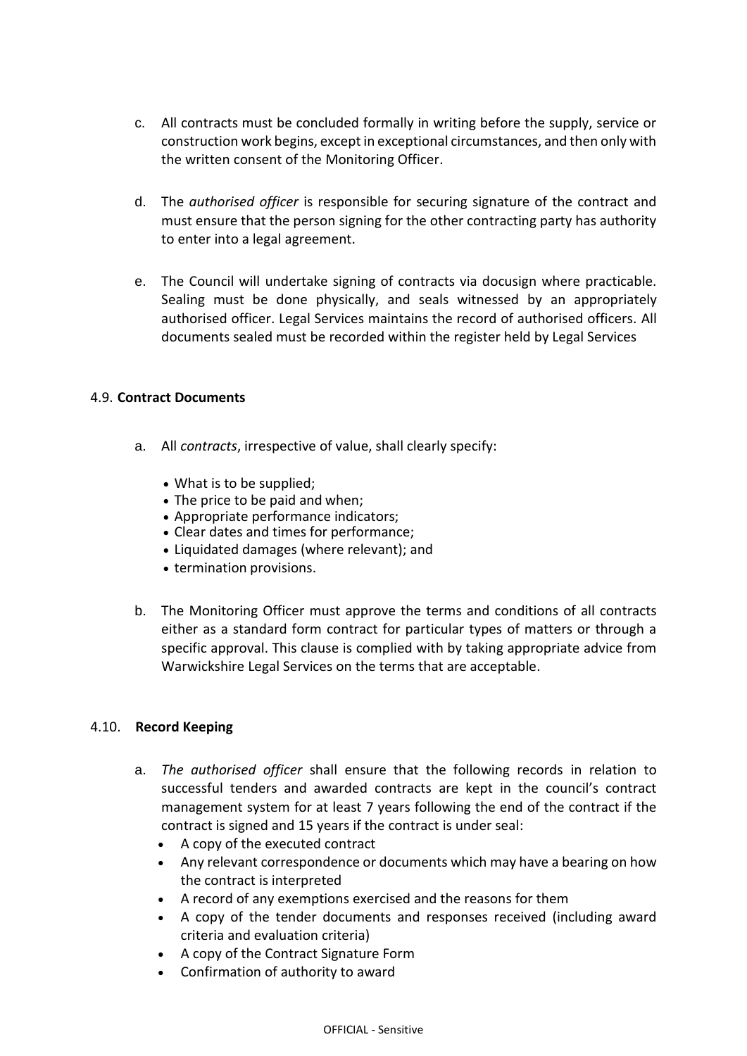c. All contracts must be concluded formally in writing before the supply, service or construction work begins, except in exceptional circumstances, and then only with the written consent of the Monitoring Officer.

d. The *authorised officer* is responsible for securing signature of the contract and must ensure that the person signing for the other contracting party has authority to enter into a legal agreement.

e. The Council will undertake signing of contracts via docusign where practicable. Sealing must be done physically, and seals witnessed by an appropriately authorised officer. Legal Services maintains the record of authorised officers. All documents sealed must be recorded within the register held by Legal Services

4.9. **Contract Documents**

a. All *contracts*, irrespective of value, shall clearly specify:

- What is to be supplied;
- The price to be paid and when;
- Appropriate performance indicators;
- Clear dates and times for performance;
- Liquidated damages (where relevant); and
- termination provisions.

b. The Monitoring Officer must approve the terms and conditions of all contracts either as a standard form contract for particular types of matters or through a specific approval. This clause is complied with by taking appropriate advice from Warwickshire Legal Services on the terms that are acceptable.

4.10. **Record Keeping**

a. *The authorised officer* shall ensure that the following records in relation to successful tenders and awarded contracts are kept in the council's contract management system for at least 7 years following the end of the contract if the contract is signed and 15 years if the contract is under seal:

- A copy of the executed contract
- Any relevant correspondence or documents which may have a bearing on how the contract is interpreted
- A record of any exemptions exercised and the reasons for them
- A copy of the tender documents and responses received (including award criteria and evaluation criteria)
- A copy of the Contract Signature Form
- Confirmation of authority to award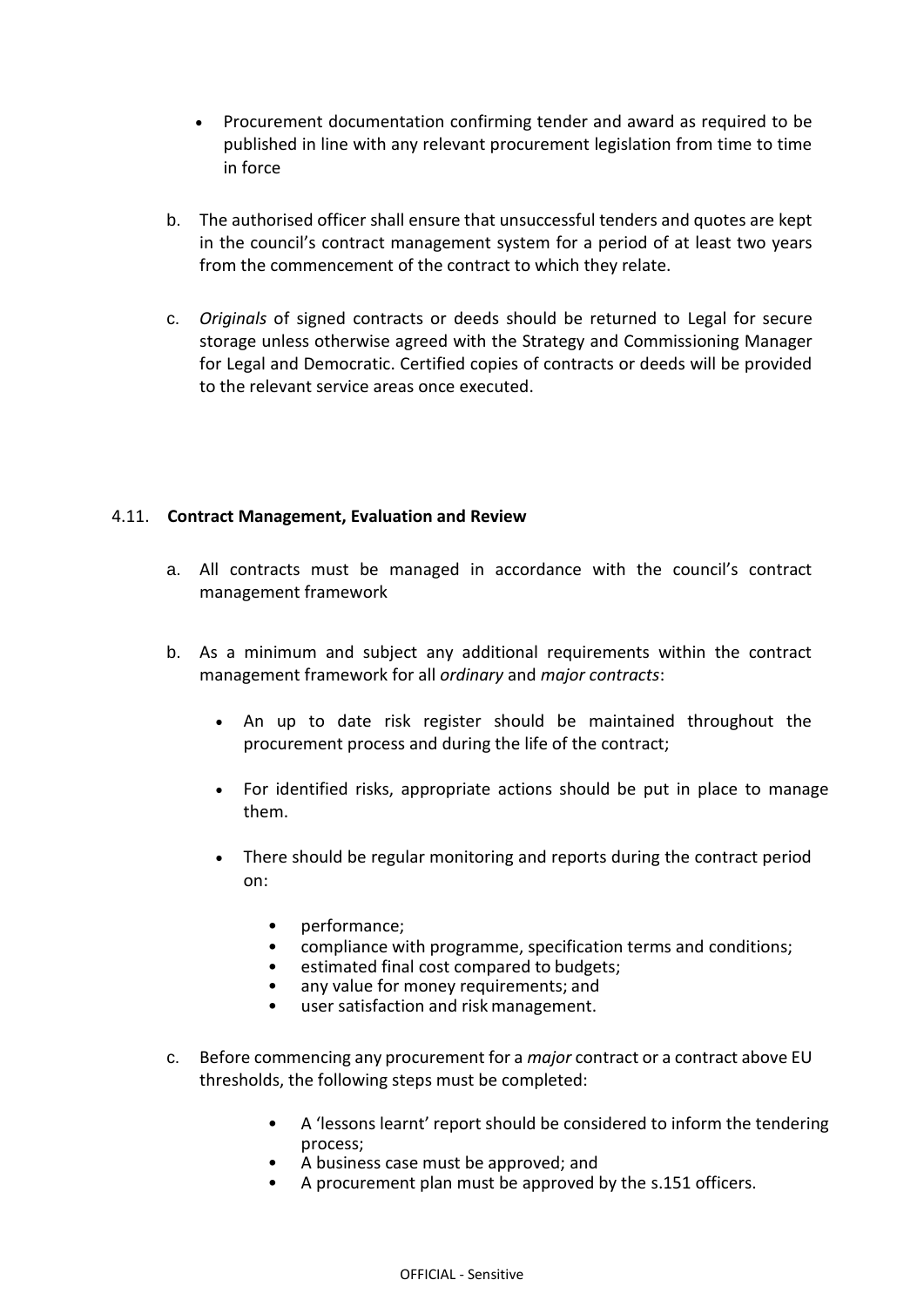- Procurement documentation confirming tender and award as required to be published in line with any relevant procurement legislation from time to time in force

b. The authorised officer shall ensure that unsuccessful tenders and quotes are kept in the council's contract management system for a period of at least two years from the commencement of the contract to which they relate.

c. *Originals* of signed contracts or deeds should be returned to Legal for secure storage unless otherwise agreed with the Strategy and Commissioning Manager for Legal and Democratic. Certified copies of contracts or deeds will be provided to the relevant service areas once executed.

### 4.11. Contract Management, Evaluation and Review

a. All contracts must be managed in accordance with the council's contract management framework

b. As a minimum and subject any additional requirements within the contract management framework for all *ordinary* and *major contracts*:

- An up to date risk register should be maintained throughout the procurement process and during the life of the contract;
- For identified risks, appropriate actions should be put in place to manage them.
- There should be regular monitoring and reports during the contract period on:
    - performance;
    - compliance with programme, specification terms and conditions;
    - estimated final cost compared to budgets;
    - any value for money requirements; and
    - user satisfaction and risk management.

c. Before commencing any procurement for a *major* contract or a contract above EU thresholds, the following steps must be completed:

- A 'lessons learnt' report should be considered to inform the tendering process;
- A business case must be approved; and
- A procurement plan must be approved by the s.151 officers.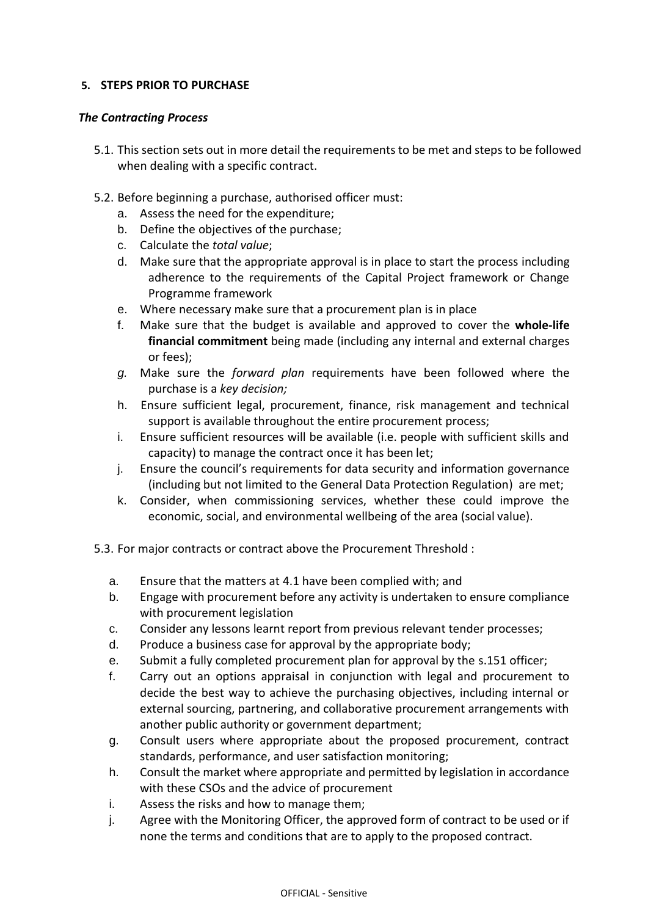## 5. STEPS PRIOR TO PURCHASE

***The Contracting Process***

5.1. This section sets out in more detail the requirements to be met and steps to be followed when dealing with a specific contract.

5.2. Before beginning a purchase, authorised officer must:

a. Assess the need for the expenditure;
b. Define the objectives of the purchase;
c. Calculate the *total value*;
d. Make sure that the appropriate approval is in place to start the process including adherence to the requirements of the Capital Project framework or Change Programme framework
e. Where necessary make sure that a procurement plan is in place
f. Make sure that the budget is available and approved to cover the **whole-life financial commitment** being made (including any internal and external charges or fees);
*g.* Make sure the *forward plan* requirements have been followed where the purchase is a *key decision;*
h. Ensure sufficient legal, procurement, finance, risk management and technical support is available throughout the entire procurement process;
i. Ensure sufficient resources will be available (i.e. people with sufficient skills and capacity) to manage the contract once it has been let;
j. Ensure the council's requirements for data security and information governance (including but not limited to the General Data Protection Regulation) are met;
k. Consider, when commissioning services, whether these could improve the economic, social, and environmental wellbeing of the area (social value).

5.3. For major contracts or contract above the Procurement Threshold :

a. Ensure that the matters at 4.1 have been complied with; and
b. Engage with procurement before any activity is undertaken to ensure compliance with procurement legislation
c. Consider any lessons learnt report from previous relevant tender processes;
d. Produce a business case for approval by the appropriate body;
e. Submit a fully completed procurement plan for approval by the s.151 officer;
f. Carry out an options appraisal in conjunction with legal and procurement to decide the best way to achieve the purchasing objectives, including internal or external sourcing, partnering, and collaborative procurement arrangements with another public authority or government department;
g. Consult users where appropriate about the proposed procurement, contract standards, performance, and user satisfaction monitoring;
h. Consult the market where appropriate and permitted by legislation in accordance with these CSOs and the advice of procurement
i. Assess the risks and how to manage them;
j. Agree with the Monitoring Officer, the approved form of contract to be used or if none the terms and conditions that are to apply to the proposed contract.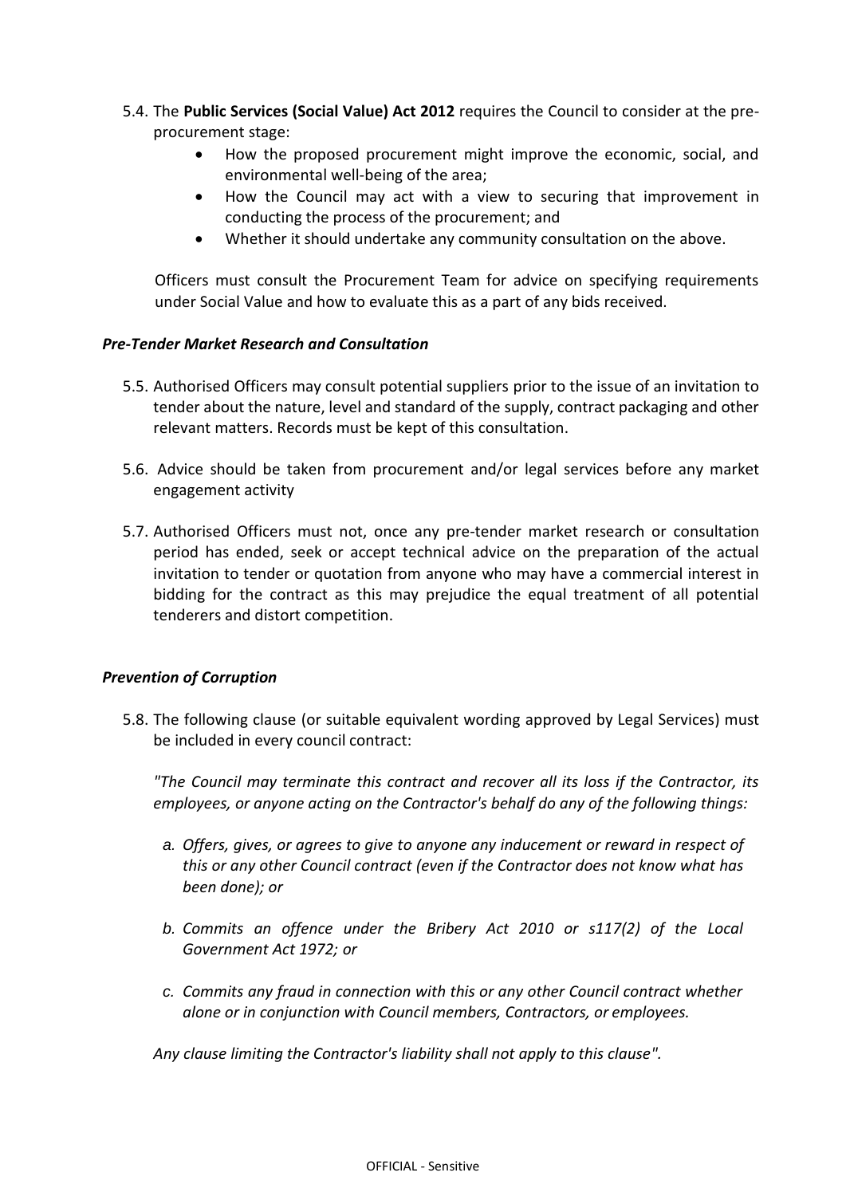5.4. The **Public Services (Social Value) Act 2012** requires the Council to consider at the pre-procurement stage:

- How the proposed procurement might improve the economic, social, and environmental well-being of the area;
- How the Council may act with a view to securing that improvement in conducting the process of the procurement; and
- Whether it should undertake any community consultation on the above.

Officers must consult the Procurement Team for advice on specifying requirements under Social Value and how to evaluate this as a part of any bids received.

***Pre-Tender Market Research and Consultation***

5.5. Authorised Officers may consult potential suppliers prior to the issue of an invitation to tender about the nature, level and standard of the supply, contract packaging and other relevant matters. Records must be kept of this consultation.

5.6. Advice should be taken from procurement and/or legal services before any market engagement activity

5.7. Authorised Officers must not, once any pre-tender market research or consultation period has ended, seek or accept technical advice on the preparation of the actual invitation to tender or quotation from anyone who may have a commercial interest in bidding for the contract as this may prejudice the equal treatment of all potential tenderers and distort competition.

***Prevention of Corruption***

5.8. The following clause (or suitable equivalent wording approved by Legal Services) must be included in every council contract:

*"The Council may terminate this contract and recover all its loss if the Contractor, its employees, or anyone acting on the Contractor's behalf do any of the following things:*

*a. Offers, gives, or agrees to give to anyone any inducement or reward in respect of this or any other Council contract (even if the Contractor does not know what has been done); or*

*b. Commits an offence under the Bribery Act 2010 or s117(2) of the Local Government Act 1972; or*

*c. Commits any fraud in connection with this or any other Council contract whether alone or in conjunction with Council members, Contractors, or employees.*

*Any clause limiting the Contractor's liability shall not apply to this clause".*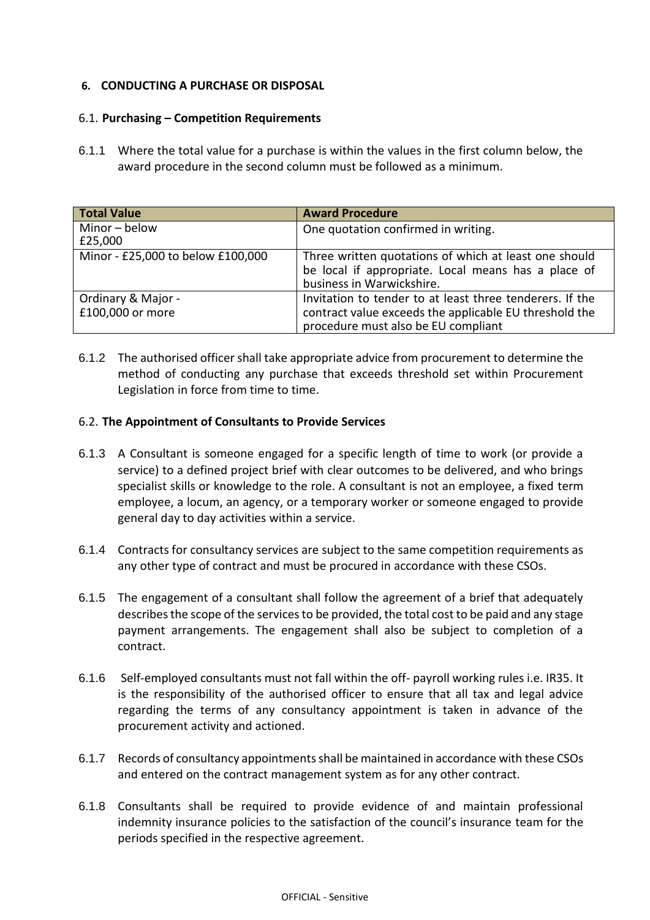## 6. CONDUCTING A PURCHASE OR DISPOSAL

### 6.1. Purchasing – Competition Requirements

6.1.1 Where the total value for a purchase is within the values in the first column below, the award procedure in the second column must be followed as a minimum.

| Total Value | Award Procedure |
|---|---|
| Minor – below £25,000 | One quotation confirmed in writing. |
| Minor - £25,000 to below £100,000 | Three written quotations of which at least one should be local if appropriate. Local means has a place of business in Warwickshire. |
| Ordinary & Major - £100,000 or more | Invitation to tender to at least three tenderers. If the contract value exceeds the applicable EU threshold the procedure must also be EU compliant |

6.1.2 The authorised officer shall take appropriate advice from procurement to determine the method of conducting any purchase that exceeds threshold set within Procurement Legislation in force from time to time.

### 6.2. The Appointment of Consultants to Provide Services

6.1.3 A Consultant is someone engaged for a specific length of time to work (or provide a service) to a defined project brief with clear outcomes to be delivered, and who brings specialist skills or knowledge to the role. A consultant is not an employee, a fixed term employee, a locum, an agency, or a temporary worker or someone engaged to provide general day to day activities within a service.

6.1.4 Contracts for consultancy services are subject to the same competition requirements as any other type of contract and must be procured in accordance with these CSOs.

6.1.5 The engagement of a consultant shall follow the agreement of a brief that adequately describes the scope of the services to be provided, the total cost to be paid and any stage payment arrangements. The engagement shall also be subject to completion of a contract.

6.1.6 Self-employed consultants must not fall within the off- payroll working rules i.e. IR35. It is the responsibility of the authorised officer to ensure that all tax and legal advice regarding the terms of any consultancy appointment is taken in advance of the procurement activity and actioned.

6.1.7 Records of consultancy appointments shall be maintained in accordance with these CSOs and entered on the contract management system as for any other contract.

6.1.8 Consultants shall be required to provide evidence of and maintain professional indemnity insurance policies to the satisfaction of the council's insurance team for the periods specified in the respective agreement.

OFFICIAL - Sensitive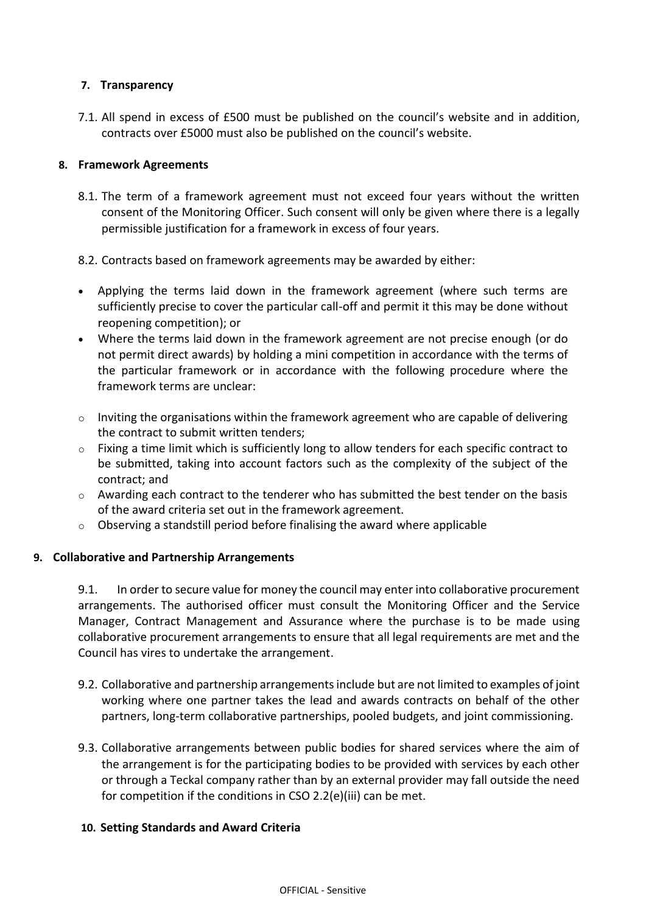## 7. Transparency

7.1. All spend in excess of £500 must be published on the council's website and in addition, contracts over £5000 must also be published on the council's website.

## 8. Framework Agreements

8.1. The term of a framework agreement must not exceed four years without the written consent of the Monitoring Officer. Such consent will only be given where there is a legally permissible justification for a framework in excess of four years.

8.2. Contracts based on framework agreements may be awarded by either:

- Applying the terms laid down in the framework agreement (where such terms are sufficiently precise to cover the particular call-off and permit it this may be done without reopening competition); or
- Where the terms laid down in the framework agreement are not precise enough (or do not permit direct awards) by holding a mini competition in accordance with the terms of the particular framework or in accordance with the following procedure where the framework terms are unclear:
    - Inviting the organisations within the framework agreement who are capable of delivering the contract to submit written tenders;
    - Fixing a time limit which is sufficiently long to allow tenders for each specific contract to be submitted, taking into account factors such as the complexity of the subject of the contract; and
    - Awarding each contract to the tenderer who has submitted the best tender on the basis of the award criteria set out in the framework agreement.
    - Observing a standstill period before finalising the award where applicable

## 9. Collaborative and Partnership Arrangements

9.1. In order to secure value for money the council may enter into collaborative procurement arrangements. The authorised officer must consult the Monitoring Officer and the Service Manager, Contract Management and Assurance where the purchase is to be made using collaborative procurement arrangements to ensure that all legal requirements are met and the Council has vires to undertake the arrangement.

9.2. Collaborative and partnership arrangements include but are not limited to examples of joint working where one partner takes the lead and awards contracts on behalf of the other partners, long-term collaborative partnerships, pooled budgets, and joint commissioning.

9.3. Collaborative arrangements between public bodies for shared services where the aim of the arrangement is for the participating bodies to be provided with services by each other or through a Teckal company rather than by an external provider may fall outside the need for competition if the conditions in CSO 2.2(e)(iii) can be met.

## 10. Setting Standards and Award Criteria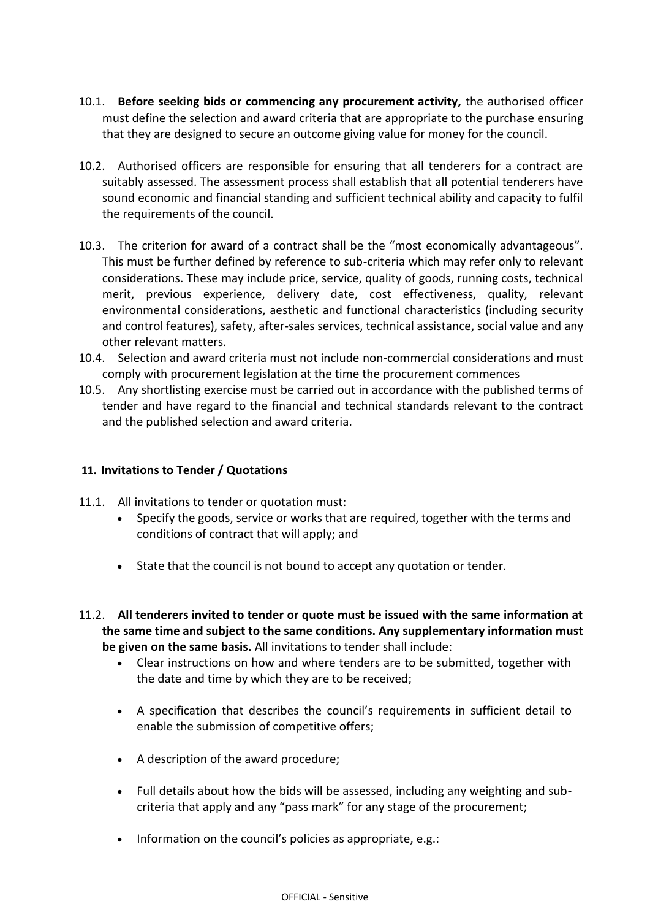10.1. **Before seeking bids or commencing any procurement activity,** the authorised officer must define the selection and award criteria that are appropriate to the purchase ensuring that they are designed to secure an outcome giving value for money for the council.

10.2. Authorised officers are responsible for ensuring that all tenderers for a contract are suitably assessed. The assessment process shall establish that all potential tenderers have sound economic and financial standing and sufficient technical ability and capacity to fulfil the requirements of the council.

10.3. The criterion for award of a contract shall be the "most economically advantageous". This must be further defined by reference to sub-criteria which may refer only to relevant considerations. These may include price, service, quality of goods, running costs, technical merit, previous experience, delivery date, cost effectiveness, quality, relevant environmental considerations, aesthetic and functional characteristics (including security and control features), safety, after-sales services, technical assistance, social value and any other relevant matters.

10.4. Selection and award criteria must not include non-commercial considerations and must comply with procurement legislation at the time the procurement commences

10.5. Any shortlisting exercise must be carried out in accordance with the published terms of tender and have regard to the financial and technical standards relevant to the contract and the published selection and award criteria.

## 11. Invitations to Tender / Quotations

11.1. All invitations to tender or quotation must:

- Specify the goods, service or works that are required, together with the terms and conditions of contract that will apply; and
- State that the council is not bound to accept any quotation or tender.

11.2. **All tenderers invited to tender or quote must be issued with the same information at the same time and subject to the same conditions. Any supplementary information must be given on the same basis.** All invitations to tender shall include:

- Clear instructions on how and where tenders are to be submitted, together with the date and time by which they are to be received;
- A specification that describes the council's requirements in sufficient detail to enable the submission of competitive offers;
- A description of the award procedure;
- Full details about how the bids will be assessed, including any weighting and sub-criteria that apply and any "pass mark" for any stage of the procurement;
- Information on the council's policies as appropriate, e.g.: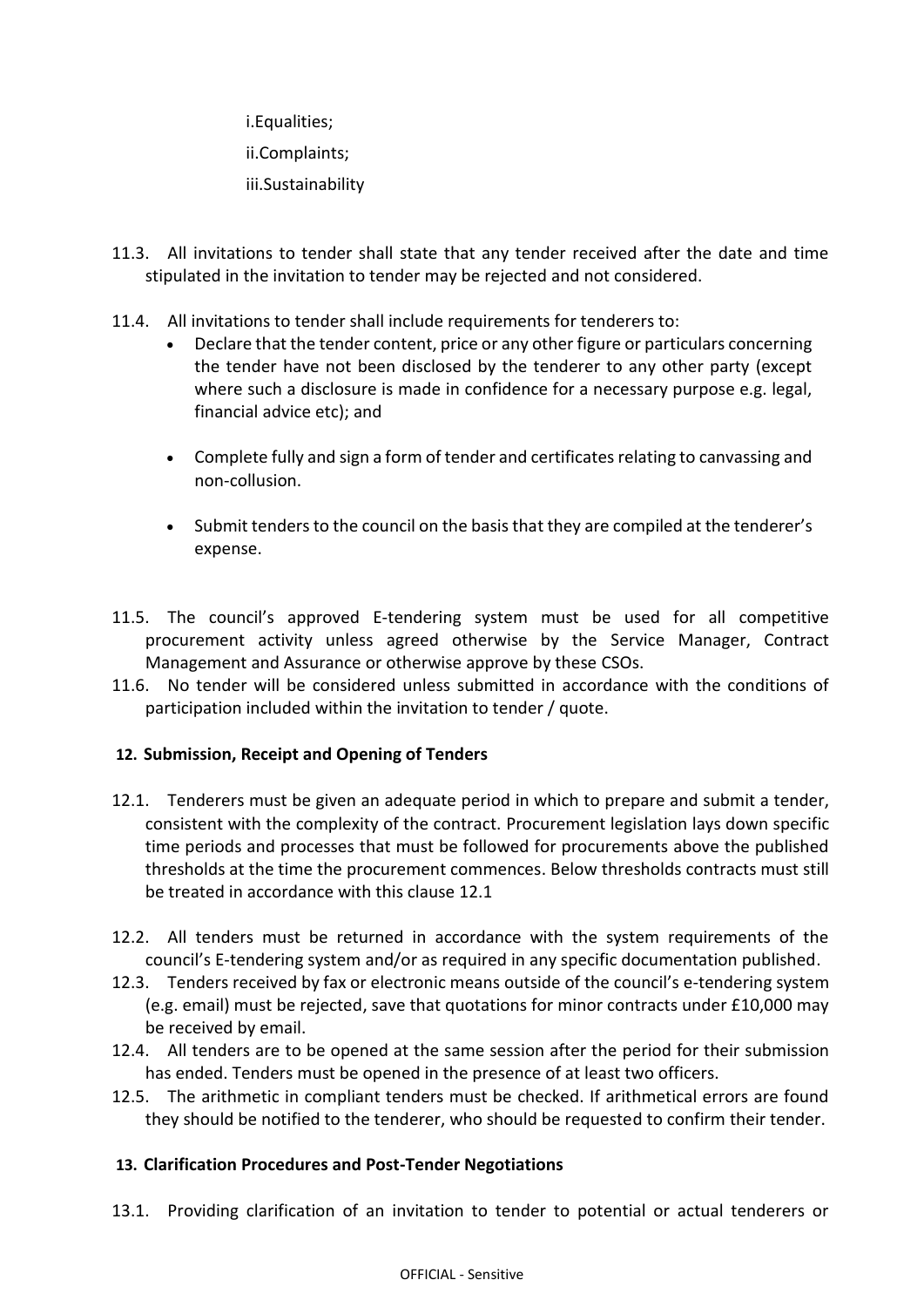i. Equalities;

ii. Complaints;

iii. Sustainability

11.3. All invitations to tender shall state that any tender received after the date and time stipulated in the invitation to tender may be rejected and not considered.

11.4. All invitations to tender shall include requirements for tenderers to:

- Declare that the tender content, price or any other figure or particulars concerning the tender have not been disclosed by the tenderer to any other party (except where such a disclosure is made in confidence for a necessary purpose e.g. legal, financial advice etc); and
- Complete fully and sign a form of tender and certificates relating to canvassing and non-collusion.
- Submit tenders to the council on the basis that they are compiled at the tenderer's expense.

11.5. The council's approved E-tendering system must be used for all competitive procurement activity unless agreed otherwise by the Service Manager, Contract Management and Assurance or otherwise approve by these CSOs.

11.6. No tender will be considered unless submitted in accordance with the conditions of participation included within the invitation to tender / quote.

## 12. Submission, Receipt and Opening of Tenders

12.1. Tenderers must be given an adequate period in which to prepare and submit a tender, consistent with the complexity of the contract. Procurement legislation lays down specific time periods and processes that must be followed for procurements above the published thresholds at the time the procurement commences. Below thresholds contracts must still be treated in accordance with this clause 12.1

12.2. All tenders must be returned in accordance with the system requirements of the council's E-tendering system and/or as required in any specific documentation published.

12.3. Tenders received by fax or electronic means outside of the council's e-tendering system (e.g. email) must be rejected, save that quotations for minor contracts under £10,000 may be received by email.

12.4. All tenders are to be opened at the same session after the period for their submission has ended. Tenders must be opened in the presence of at least two officers.

12.5. The arithmetic in compliant tenders must be checked. If arithmetical errors are found they should be notified to the tenderer, who should be requested to confirm their tender.

## 13. Clarification Procedures and Post-Tender Negotiations

13.1. Providing clarification of an invitation to tender to potential or actual tenderers or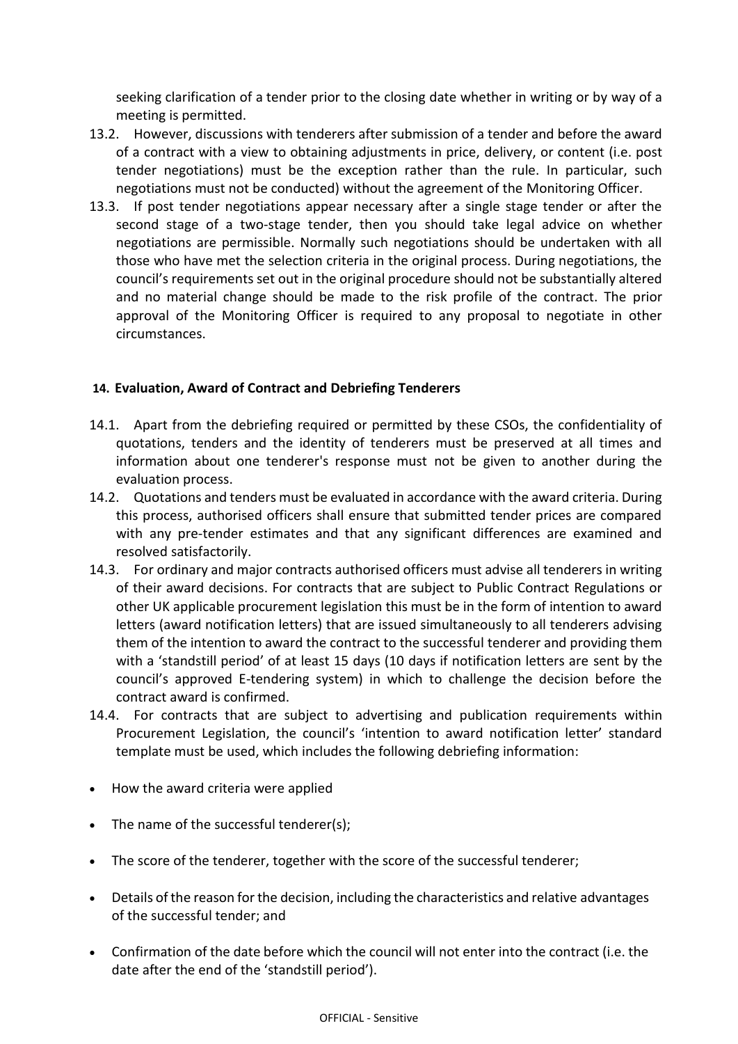seeking clarification of a tender prior to the closing date whether in writing or by way of a meeting is permitted.

13.2. However, discussions with tenderers after submission of a tender and before the award of a contract with a view to obtaining adjustments in price, delivery, or content (i.e. post tender negotiations) must be the exception rather than the rule. In particular, such negotiations must not be conducted) without the agreement of the Monitoring Officer.

13.3. If post tender negotiations appear necessary after a single stage tender or after the second stage of a two-stage tender, then you should take legal advice on whether negotiations are permissible. Normally such negotiations should be undertaken with all those who have met the selection criteria in the original process. During negotiations, the council's requirements set out in the original procedure should not be substantially altered and no material change should be made to the risk profile of the contract. The prior approval of the Monitoring Officer is required to any proposal to negotiate in other circumstances.

## 14. Evaluation, Award of Contract and Debriefing Tenderers

14.1. Apart from the debriefing required or permitted by these CSOs, the confidentiality of quotations, tenders and the identity of tenderers must be preserved at all times and information about one tenderer's response must not be given to another during the evaluation process.

14.2. Quotations and tenders must be evaluated in accordance with the award criteria. During this process, authorised officers shall ensure that submitted tender prices are compared with any pre-tender estimates and that any significant differences are examined and resolved satisfactorily.

14.3. For ordinary and major contracts authorised officers must advise all tenderers in writing of their award decisions. For contracts that are subject to Public Contract Regulations or other UK applicable procurement legislation this must be in the form of intention to award letters (award notification letters) that are issued simultaneously to all tenderers advising them of the intention to award the contract to the successful tenderer and providing them with a 'standstill period' of at least 15 days (10 days if notification letters are sent by the council's approved E-tendering system) in which to challenge the decision before the contract award is confirmed.

14.4. For contracts that are subject to advertising and publication requirements within Procurement Legislation, the council's 'intention to award notification letter' standard template must be used, which includes the following debriefing information:

- How the award criteria were applied
- The name of the successful tenderer(s);
- The score of the tenderer, together with the score of the successful tenderer;
- Details of the reason for the decision, including the characteristics and relative advantages of the successful tender; and
- Confirmation of the date before which the council will not enter into the contract (i.e. the date after the end of the 'standstill period').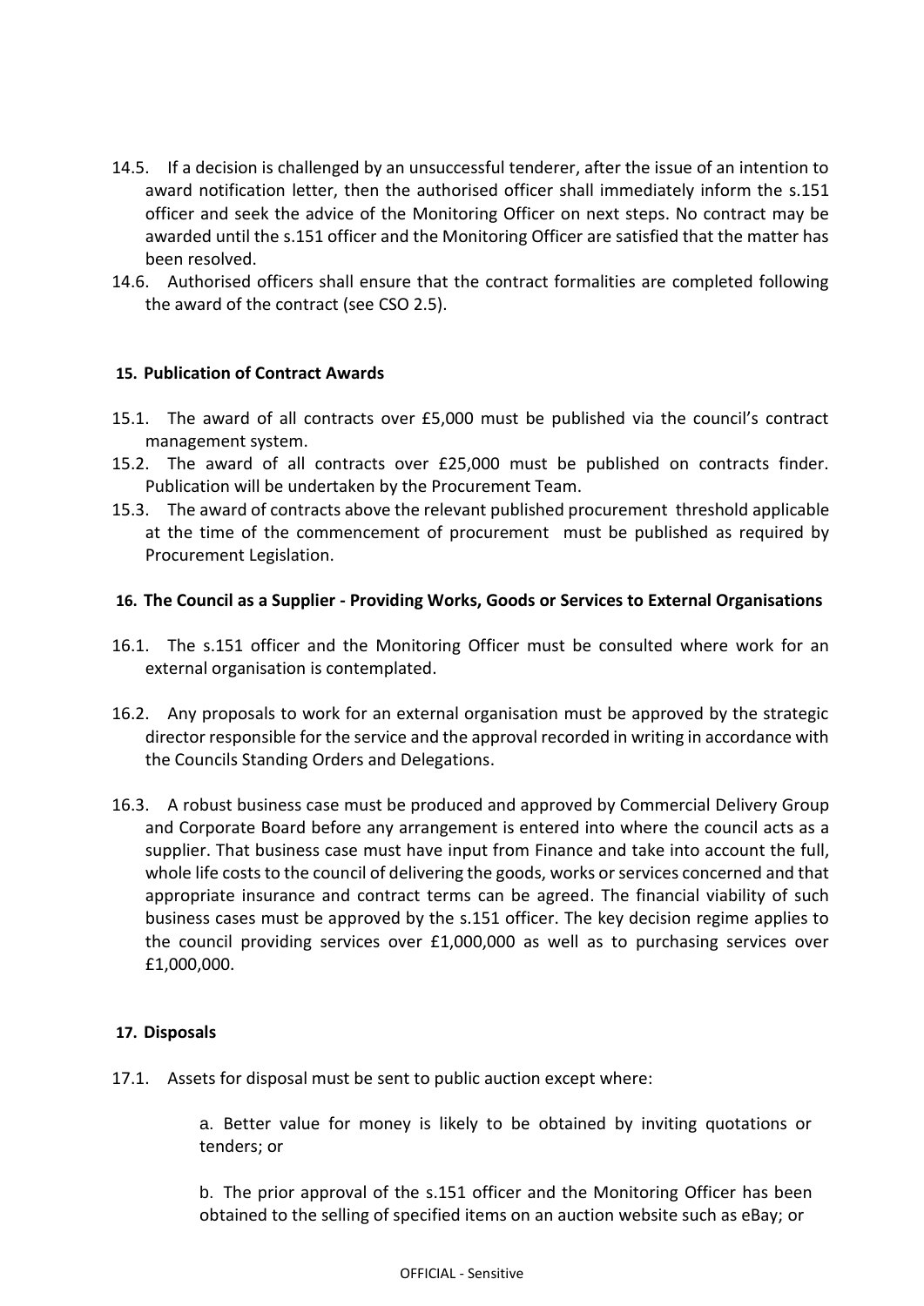14.5. If a decision is challenged by an unsuccessful tenderer, after the issue of an intention to award notification letter, then the authorised officer shall immediately inform the s.151 officer and seek the advice of the Monitoring Officer on next steps. No contract may be awarded until the s.151 officer and the Monitoring Officer are satisfied that the matter has been resolved.

14.6. Authorised officers shall ensure that the contract formalities are completed following the award of the contract (see CSO 2.5).

## 15. Publication of Contract Awards

15.1. The award of all contracts over £5,000 must be published via the council's contract management system.

15.2. The award of all contracts over £25,000 must be published on contracts finder. Publication will be undertaken by the Procurement Team.

15.3. The award of contracts above the relevant published procurement threshold applicable at the time of the commencement of procurement must be published as required by Procurement Legislation.

## 16. The Council as a Supplier - Providing Works, Goods or Services to External Organisations

16.1. The s.151 officer and the Monitoring Officer must be consulted where work for an external organisation is contemplated.

16.2. Any proposals to work for an external organisation must be approved by the strategic director responsible for the service and the approval recorded in writing in accordance with the Councils Standing Orders and Delegations.

16.3. A robust business case must be produced and approved by Commercial Delivery Group and Corporate Board before any arrangement is entered into where the council acts as a supplier. That business case must have input from Finance and take into account the full, whole life costs to the council of delivering the goods, works or services concerned and that appropriate insurance and contract terms can be agreed. The financial viability of such business cases must be approved by the s.151 officer. The key decision regime applies to the council providing services over £1,000,000 as well as to purchasing services over £1,000,000.

## 17. Disposals

17.1. Assets for disposal must be sent to public auction except where:

> a. Better value for money is likely to be obtained by inviting quotations or tenders; or
>
> b. The prior approval of the s.151 officer and the Monitoring Officer has been obtained to the selling of specified items on an auction website such as eBay; or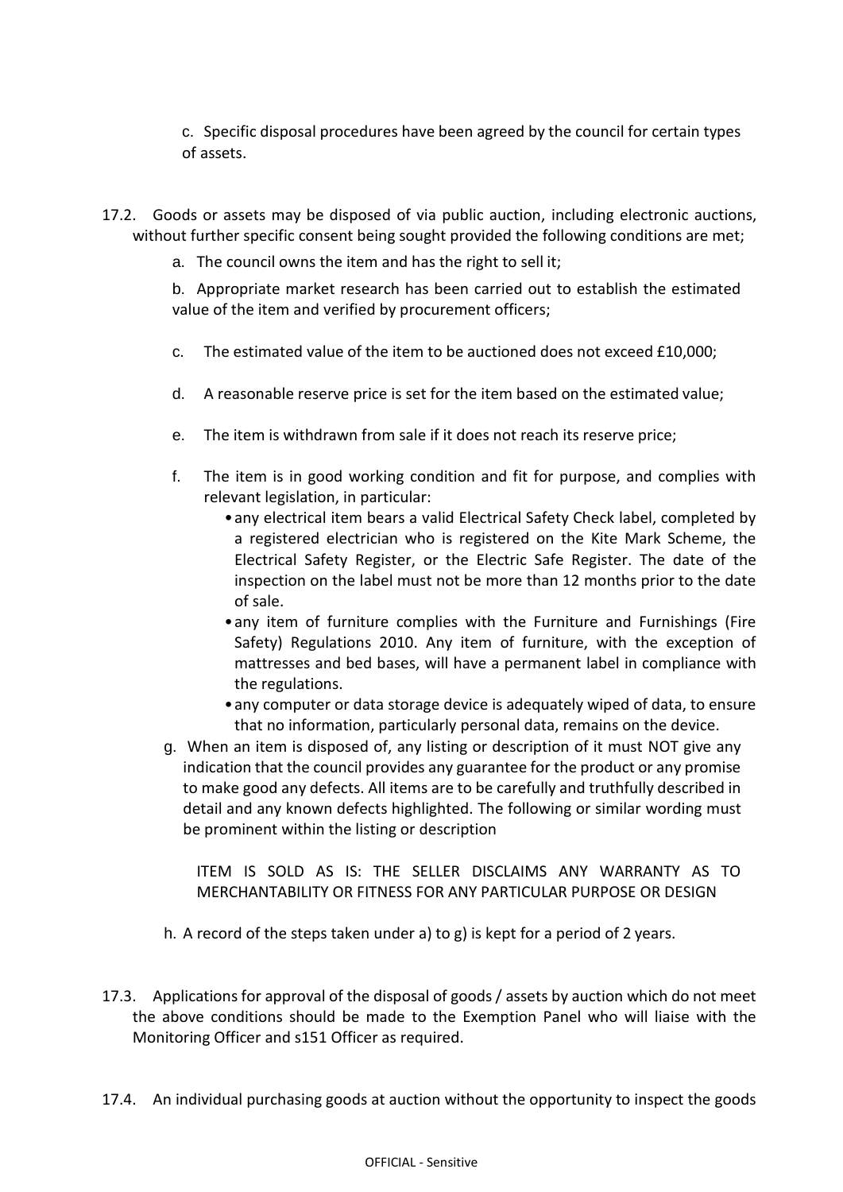c. Specific disposal procedures have been agreed by the council for certain types of assets.

17.2. Goods or assets may be disposed of via public auction, including electronic auctions, without further specific consent being sought provided the following conditions are met;

a. The council owns the item and has the right to sell it;

b. Appropriate market research has been carried out to establish the estimated value of the item and verified by procurement officers;

c. The estimated value of the item to be auctioned does not exceed £10,000;

d. A reasonable reserve price is set for the item based on the estimated value;

e. The item is withdrawn from sale if it does not reach its reserve price;

f. The item is in good working condition and fit for purpose, and complies with relevant legislation, in particular:
   - any electrical item bears a valid Electrical Safety Check label, completed by a registered electrician who is registered on the Kite Mark Scheme, the Electrical Safety Register, or the Electric Safe Register. The date of the inspection on the label must not be more than 12 months prior to the date of sale.
   - any item of furniture complies with the Furniture and Furnishings (Fire Safety) Regulations 2010. Any item of furniture, with the exception of mattresses and bed bases, will have a permanent label in compliance with the regulations.
   - any computer or data storage device is adequately wiped of data, to ensure that no information, particularly personal data, remains on the device.

g. When an item is disposed of, any listing or description of it must NOT give any indication that the council provides any guarantee for the product or any promise to make good any defects. All items are to be carefully and truthfully described in detail and any known defects highlighted. The following or similar wording must be prominent within the listing or description

   ITEM IS SOLD AS IS: THE SELLER DISCLAIMS ANY WARRANTY AS TO MERCHANTABILITY OR FITNESS FOR ANY PARTICULAR PURPOSE OR DESIGN

h. A record of the steps taken under a) to g) is kept for a period of 2 years.

17.3. Applications for approval of the disposal of goods / assets by auction which do not meet the above conditions should be made to the Exemption Panel who will liaise with the Monitoring Officer and s151 Officer as required.

17.4. An individual purchasing goods at auction without the opportunity to inspect the goods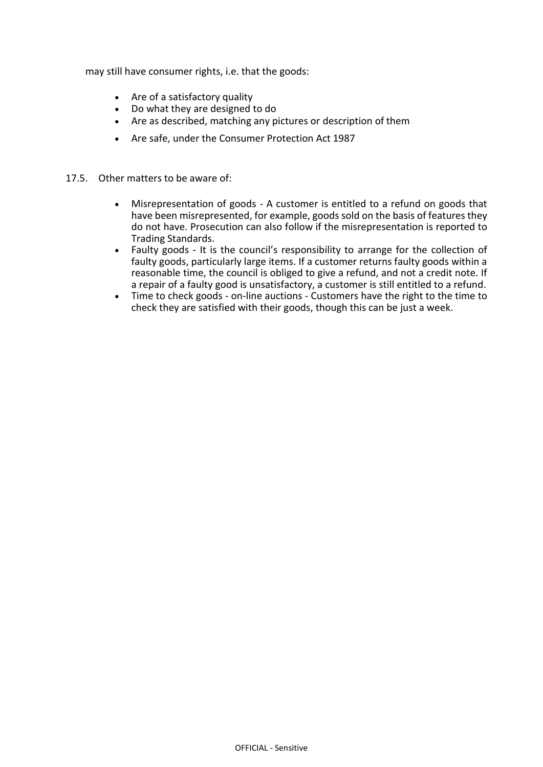may still have consumer rights, i.e. that the goods:

- Are of a satisfactory quality
- Do what they are designed to do
- Are as described, matching any pictures or description of them
- Are safe, under the Consumer Protection Act 1987

17.5. Other matters to be aware of:

- Misrepresentation of goods - A customer is entitled to a refund on goods that have been misrepresented, for example, goods sold on the basis of features they do not have. Prosecution can also follow if the misrepresentation is reported to Trading Standards.
- Faulty goods - It is the council's responsibility to arrange for the collection of faulty goods, particularly large items. If a customer returns faulty goods within a reasonable time, the council is obliged to give a refund, and not a credit note. If a repair of a faulty good is unsatisfactory, a customer is still entitled to a refund.
- Time to check goods - on-line auctions - Customers have the right to the time to check they are satisfied with their goods, though this can be just a week.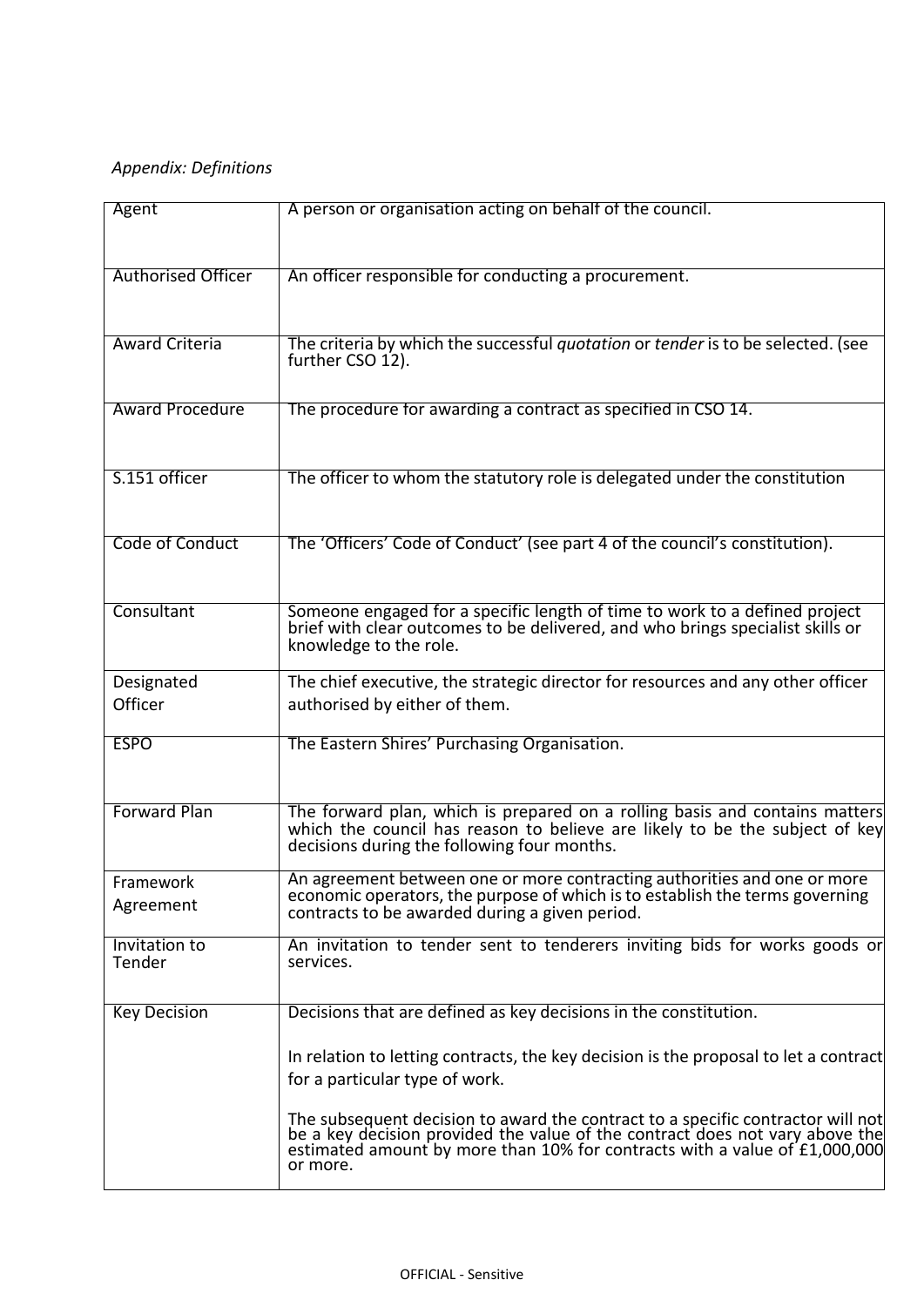*Appendix: Definitions*

| Term | Definition |
|---|---|
| Agent | A person or organisation acting on behalf of the council. |
| Authorised Officer | An officer responsible for conducting a procurement. |
| Award Criteria | The criteria by which the successful *quotation* or *tender* is to be selected. (see further CSO 12). |
| Award Procedure | The procedure for awarding a contract as specified in CSO 14. |
| S.151 officer | The officer to whom the statutory role is delegated under the constitution |
| Code of Conduct | The 'Officers' Code of Conduct' (see part 4 of the council's constitution). |
| Consultant | Someone engaged for a specific length of time to work to a defined project brief with clear outcomes to be delivered, and who brings specialist skills or knowledge to the role. |
| Designated Officer | The chief executive, the strategic director for resources and any other officer authorised by either of them. |
| ESPO | The Eastern Shires' Purchasing Organisation. |
| Forward Plan | The forward plan, which is prepared on a rolling basis and contains matters which the council has reason to believe are likely to be the subject of key decisions during the following four months. |
| Framework Agreement | An agreement between one or more contracting authorities and one or more economic operators, the purpose of which is to establish the terms governing contracts to be awarded during a given period. |
| Invitation to Tender | An invitation to tender sent to tenderers inviting bids for works goods or services. |
| Key Decision | Decisions that are defined as key decisions in the constitution.<br><br>In relation to letting contracts, the key decision is the proposal to let a contract for a particular type of work.<br><br>The subsequent decision to award the contract to a specific contractor will not be a key decision provided the value of the contract does not vary above the estimated amount by more than 10% for contracts with a value of £1,000,000 or more. |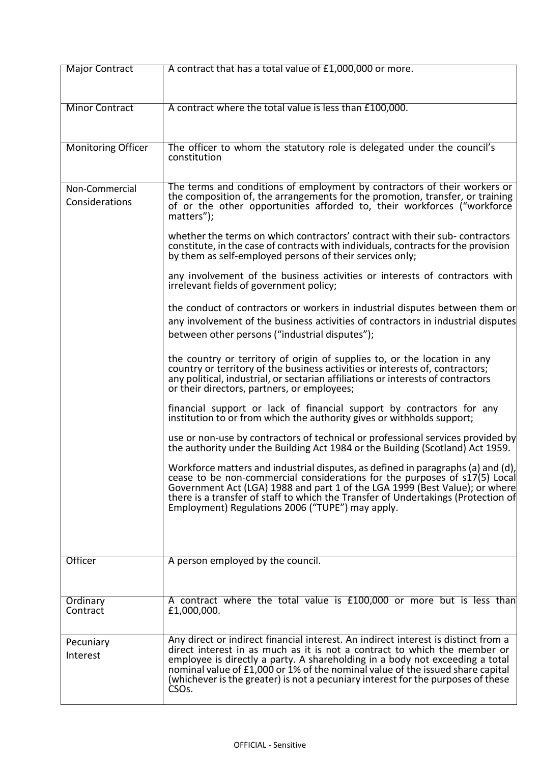| | |
|---|---|
| Major Contract | A contract that has a total value of £1,000,000 or more. |
| Minor Contract | A contract where the total value is less than £100,000. |
| Monitoring Officer | The officer to whom the statutory role is delegated under the council's constitution |
| Non-Commercial Considerations | The terms and conditions of employment by contractors of their workers or the composition of, the arrangements for the promotion, transfer, or training of or the other opportunities afforded to, their workforces ("workforce matters");<br><br>whether the terms on which contractors' contract with their sub- contractors constitute, in the case of contracts with individuals, contracts for the provision by them as self-employed persons of their services only;<br><br>any involvement of the business activities or interests of contractors with irrelevant fields of government policy;<br><br>the conduct of contractors or workers in industrial disputes between them or any involvement of the business activities of contractors in industrial disputes between other persons ("industrial disputes");<br><br>the country or territory of origin of supplies to, or the location in any country or territory of the business activities or interests of, contractors; any political, industrial, or sectarian affiliations or interests of contractors or their directors, partners, or employees;<br><br>financial support or lack of financial support by contractors for any institution to or from which the authority gives or withholds support;<br><br>use or non-use by contractors of technical or professional services provided by the authority under the Building Act 1984 or the Building (Scotland) Act 1959.<br><br>Workforce matters and industrial disputes, as defined in paragraphs (a) and (d), cease to be non-commercial considerations for the purposes of s17(5) Local Government Act (LGA) 1988 and part 1 of the LGA 1999 (Best Value); or where there is a transfer of staff to which the Transfer of Undertakings (Protection of Employment) Regulations 2006 ("TUPE") may apply. |
| Officer | A person employed by the council. |
| Ordinary Contract | A contract where the total value is £100,000 or more but is less than £1,000,000. |
| Pecuniary Interest | Any direct or indirect financial interest. An indirect interest is distinct from a direct interest in as much as it is not a contract to which the member or employee is directly a party. A shareholding in a body not exceeding a total nominal value of £1,000 or 1% of the nominal value of the issued share capital (whichever is the greater) is not a pecuniary interest for the purposes of these CSOs. |

OFFICIAL - Sensitive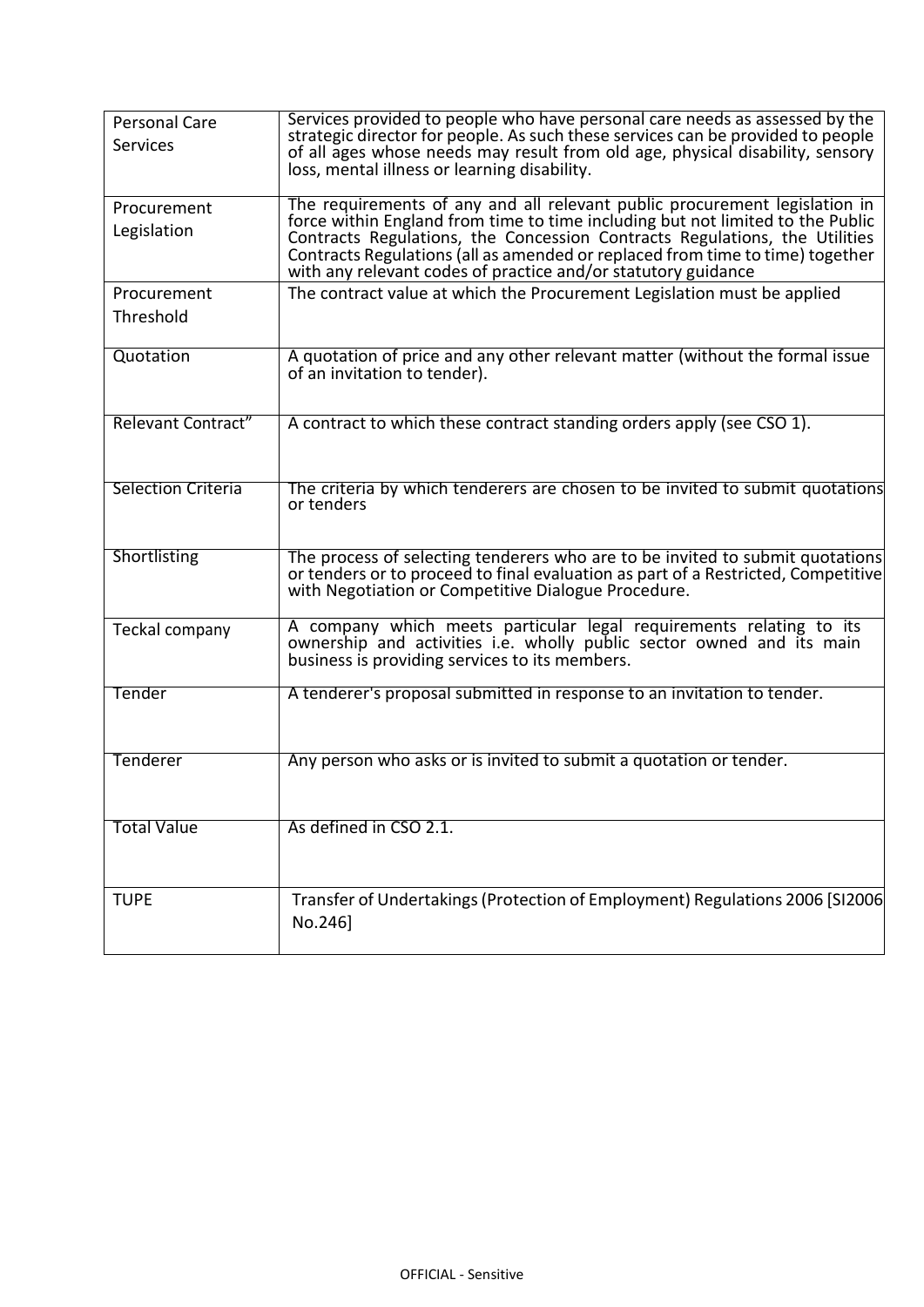| | |
|---|---|
| Personal Care Services | Services provided to people who have personal care needs as assessed by the strategic director for people. As such these services can be provided to people of all ages whose needs may result from old age, physical disability, sensory loss, mental illness or learning disability. |
| Procurement Legislation | The requirements of any and all relevant public procurement legislation in force within England from time to time including but not limited to the Public Contracts Regulations, the Concession Contracts Regulations, the Utilities Contracts Regulations (all as amended or replaced from time to time) together with any relevant codes of practice and/or statutory guidance |
| Procurement Threshold | The contract value at which the Procurement Legislation must be applied |
| Quotation | A quotation of price and any other relevant matter (without the formal issue of an invitation to tender). |
| Relevant Contract" | A contract to which these contract standing orders apply (see CSO 1). |
| Selection Criteria | The criteria by which tenderers are chosen to be invited to submit quotations or tenders |
| Shortlisting | The process of selecting tenderers who are to be invited to submit quotations or tenders or to proceed to final evaluation as part of a Restricted, Competitive with Negotiation or Competitive Dialogue Procedure. |
| Teckal company | A company which meets particular legal requirements relating to its ownership and activities i.e. wholly public sector owned and its main business is providing services to its members. |
| Tender | A tenderer's proposal submitted in response to an invitation to tender. |
| Tenderer | Any person who asks or is invited to submit a quotation or tender. |
| Total Value | As defined in CSO 2.1. |
| TUPE | Transfer of Undertakings (Protection of Employment) Regulations 2006 [SI2006 No.246] |

OFFICIAL - Sensitive